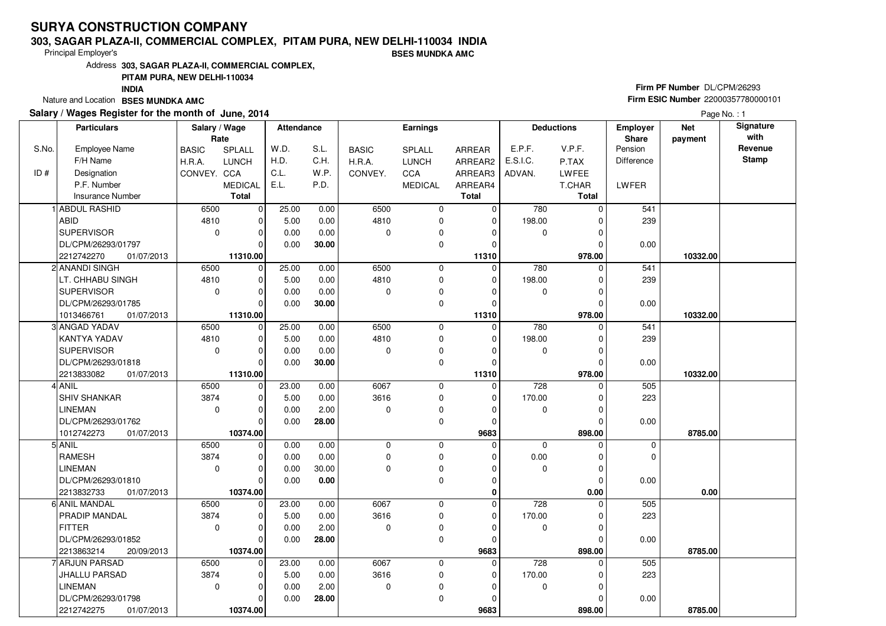# SURYA CONSTRUCTION COMPANY

**303, SAGAR PLAZA-II, COMMERCIAL COMPLEX, PITAM PURA, NEW DELHI-110034 INDIA**

Principal Employer's **BSES MUNDKA AMC**

Address **303, SAGAR PLAZA-II, COMMERCIAL COMPLEX, PITAM PURA, NEW DELHI-110034 INDIA**

Nature and Location **BSES MUNDKA AMC**

**Firm PF Number** DL/CPM/26293
**Firm ESIC Number** 22000357780000101

**Salary / Wages Register for the month of June, 2014**

| S.No. / ID # | Particulars: Employee Name / F/H Name / Designation / P.F. Number / Insurance Number | Salary / Wage Rate: BASIC / H.R.A. / CONVEY. | SPLALL / LUNCH / CCA / MEDICAL / Total | Attendance: W.D. / H.D. / C.L. / E.L. | S.L. / C.H. / W.P. / P.D. | Earnings: BASIC / H.R.A. / CONVEY. | SPLALL / LUNCH / CCA / MEDICAL | ARREAR / ARREAR2 / ARREAR3 / ARREAR4 / Total | Deductions: E.P.F. / E.S.I.C. / ADVAN. | V.P.F. / P.TAX / LWFEE / T.CHAR / Total | Employer Share: Pension / Difference / LWFER | Net payment | Signature with Revenue Stamp |
|---|---|---|---|---|---|---|---|---|---|---|---|---|---|
| 1 | ABDUL RASHID | 6500 | 0 | 25.00 | 0.00 | 6500 | 0 | 0 | 780 | 0 | 541 | | |
| | ABID | 4810 | 0 | 5.00 | 0.00 | 4810 | 0 | 0 | 198.00 | 0 | 239 | | |
| | SUPERVISOR | 0 | 0 | 0.00 | 0.00 | 0 | 0 | 0 | 0 | 0 | | | |
| | DL/CPM/26293/01797 | | 0 | 0.00 | **30.00** | | 0 | 0 | | 0 | 0.00 | | |
| | 2212742270 01/07/2013 | | **11310.00** | | | | | **11310** | | **978.00** | | **10332.00** | |
| 2 | ANANDI SINGH | 6500 | 0 | 25.00 | 0.00 | 6500 | 0 | 0 | 780 | 0 | 541 | | |
| | LT. CHHABU SINGH | 4810 | 0 | 5.00 | 0.00 | 4810 | 0 | 0 | 198.00 | 0 | 239 | | |
| | SUPERVISOR | 0 | 0 | 0.00 | 0.00 | 0 | 0 | 0 | 0 | 0 | | | |
| | DL/CPM/26293/01785 | | 0 | 0.00 | **30.00** | | 0 | 0 | | 0 | 0.00 | | |
| | 1013466761 01/07/2013 | | **11310.00** | | | | | **11310** | | **978.00** | | **10332.00** | |
| 3 | ANGAD YADAV | 6500 | 0 | 25.00 | 0.00 | 6500 | 0 | 0 | 780 | 0 | 541 | | |
| | KANTYA YADAV | 4810 | 0 | 5.00 | 0.00 | 4810 | 0 | 0 | 198.00 | 0 | 239 | | |
| | SUPERVISOR | 0 | 0 | 0.00 | 0.00 | 0 | 0 | 0 | 0 | 0 | | | |
| | DL/CPM/26293/01818 | | 0 | 0.00 | **30.00** | | 0 | 0 | | 0 | 0.00 | | |
| | 2213833082 01/07/2013 | | **11310.00** | | | | | **11310** | | **978.00** | | **10332.00** | |
| 4 | ANIL | 6500 | 0 | 23.00 | 0.00 | 6067 | 0 | 0 | 728 | 0 | 505 | | |
| | SHIV SHANKAR | 3874 | 0 | 5.00 | 0.00 | 3616 | 0 | 0 | 170.00 | 0 | 223 | | |
| | LINEMAN | 0 | 0 | 0.00 | 2.00 | 0 | 0 | 0 | 0 | 0 | | | |
| | DL/CPM/26293/01762 | | 0 | 0.00 | **28.00** | | 0 | 0 | | 0 | 0.00 | | |
| | 1012742273 01/07/2013 | | **10374.00** | | | | | **9683** | | **898.00** | | **8785.00** | |
| 5 | ANIL | 6500 | 0 | 0.00 | 0.00 | 0 | 0 | 0 | 0 | 0 | 0 | | |
| | RAMESH | 3874 | 0 | 0.00 | 0.00 | 0 | 0 | 0 | 0.00 | 0 | 0 | | |
| | LINEMAN | 0 | 0 | 0.00 | 30.00 | 0 | 0 | 0 | 0 | 0 | | | |
| | DL/CPM/26293/01810 | | 0 | 0.00 | **0.00** | | 0 | 0 | | 0 | 0.00 | | |
| | 2213832733 01/07/2013 | | **10374.00** | | | | | **0** | | **0.00** | | **0.00** | |
| 6 | ANIL MANDAL | 6500 | 0 | 23.00 | 0.00 | 6067 | 0 | 0 | 728 | 0 | 505 | | |
| | PRADIP MANDAL | 3874 | 0 | 5.00 | 0.00 | 3616 | 0 | 0 | 170.00 | 0 | 223 | | |
| | FITTER | 0 | 0 | 0.00 | 2.00 | 0 | 0 | 0 | 0 | 0 | | | |
| | DL/CPM/26293/01852 | | 0 | 0.00 | **28.00** | | 0 | 0 | | 0 | 0.00 | | |
| | 2213863214 20/09/2013 | | **10374.00** | | | | | **9683** | | **898.00** | | **8785.00** | |
| 7 | ARJUN PARSAD | 6500 | 0 | 23.00 | 0.00 | 6067 | 0 | 0 | 728 | 0 | 505 | | |
| | JHALLU PARSAD | 3874 | 0 | 5.00 | 0.00 | 3616 | 0 | 0 | 170.00 | 0 | 223 | | |
| | LINEMAN | 0 | 0 | 0.00 | 2.00 | 0 | 0 | 0 | 0 | 0 | | | |
| | DL/CPM/26293/01798 | | 0 | 0.00 | **28.00** | | 0 | 0 | | 0 | 0.00 | | |
| | 2212742275 01/07/2013 | | **10374.00** | | | | | **9683** | | **898.00** | | **8785.00** | |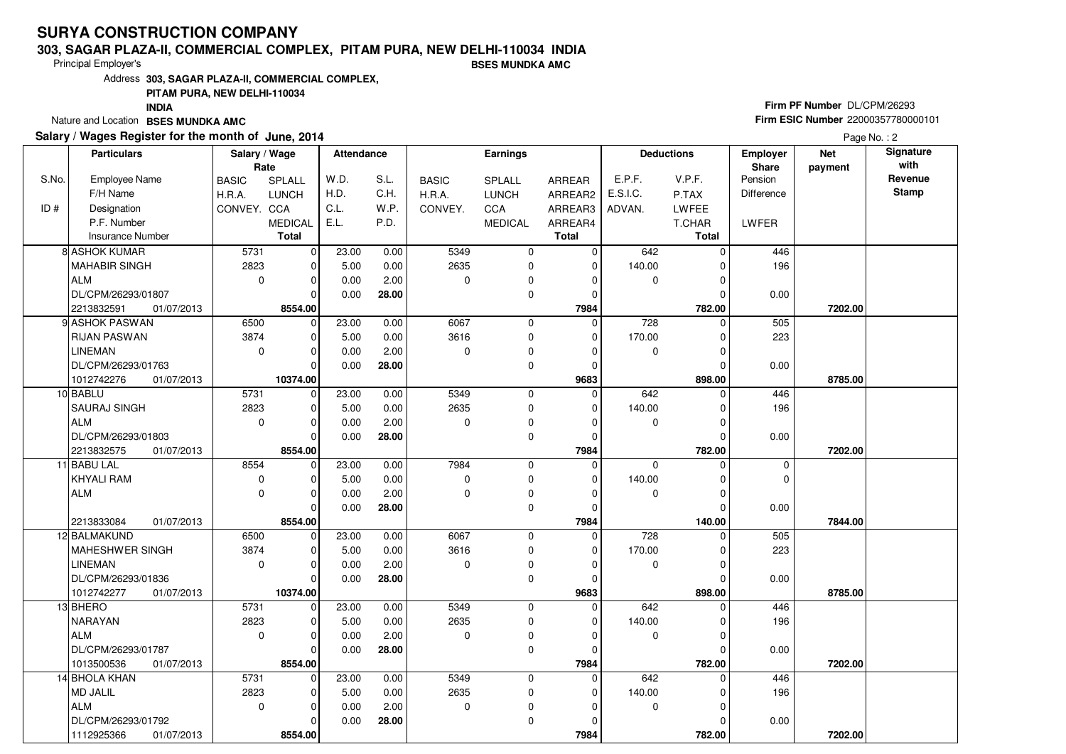# SURYA CONSTRUCTION COMPANY

**303, SAGAR PLAZA-II, COMMERCIAL COMPLEX, PITAM PURA, NEW DELHI-110034 INDIA**

Principal Employer's **BSES MUNDKA AMC**

Address **303, SAGAR PLAZA-II, COMMERCIAL COMPLEX, PITAM PURA, NEW DELHI-110034 INDIA**

Nature and Location **BSES MUNDKA AMC**

**Firm PF Number** DL/CPM/26293

**Firm ESIC Number** 22000357780000101

**Salary / Wages Register for the month of June, 2014**

| S.No. / ID # | Employee Name / F/H Name / Designation / P.F. Number / Insurance Number | | Salary / Wage Rate: BASIC / H.R.A. / CONVEY. | SPLALL / LUNCH / CCA / MEDICAL / Total | Attendance: W.D. / H.D. / C.L. / E.L. | S.L. / C.H. / W.P. / P.D. | Earnings: BASIC / H.R.A. / CONVEY. | SPLALL / LUNCH / CCA / MEDICAL | ARREAR / ARREAR2 / ARREAR3 / ARREAR4 / Total | Deductions: E.P.F. / E.S.I.C. / ADVAN. | V.P.F. / P.TAX / LWFEE / T.CHAR / Total | Employer Share: Pension / Difference / LWFER | Net payment | Signature with Revenue Stamp |
|---|---|---|---|---|---|---|---|---|---|---|---|---|---|---|
| 8 | ASHOK KUMAR | | 5731 | 0 | 23.00 | 0.00 | 5349 | 0 | 0 | 642 | 0 | 446 | | |
| | MAHABIR SINGH | | 2823 | 0 | 5.00 | 0.00 | 2635 | 0 | 0 | 140.00 | 0 | 196 | | |
| | ALM | | 0 | 0 | 0.00 | 2.00 | 0 | 0 | 0 | 0 | 0 | | | |
| | DL/CPM/26293/01807 | | | 0 | 0.00 | **28.00** | | 0 | 0 | | 0 | 0.00 | | |
| | 2213832591 | 01/07/2013 | | **8554.00** | | | | | **7984** | | **782.00** | | **7202.00** | |
| 9 | ASHOK PASWAN | | 6500 | 0 | 23.00 | 0.00 | 6067 | 0 | 0 | 728 | 0 | 505 | | |
| | RIJAN PASWAN | | 3874 | 0 | 5.00 | 0.00 | 3616 | 0 | 0 | 170.00 | 0 | 223 | | |
| | LINEMAN | | 0 | 0 | 0.00 | 2.00 | 0 | 0 | 0 | 0 | 0 | | | |
| | DL/CPM/26293/01763 | | | 0 | 0.00 | **28.00** | | 0 | 0 | | 0 | 0.00 | | |
| | 1012742276 | 01/07/2013 | | **10374.00** | | | | | **9683** | | **898.00** | | **8785.00** | |
| 10 | BABLU | | 5731 | 0 | 23.00 | 0.00 | 5349 | 0 | 0 | 642 | 0 | 446 | | |
| | SAURAJ SINGH | | 2823 | 0 | 5.00 | 0.00 | 2635 | 0 | 0 | 140.00 | 0 | 196 | | |
| | ALM | | 0 | 0 | 0.00 | 2.00 | 0 | 0 | 0 | 0 | 0 | | | |
| | DL/CPM/26293/01803 | | | 0 | 0.00 | **28.00** | | 0 | 0 | | 0 | 0.00 | | |
| | 2213832575 | 01/07/2013 | | **8554.00** | | | | | **7984** | | **782.00** | | **7202.00** | |
| 11 | BABU LAL | | 8554 | 0 | 23.00 | 0.00 | 7984 | 0 | 0 | 0 | 0 | 0 | | |
| | KHYALI RAM | | 0 | 0 | 5.00 | 0.00 | 0 | 0 | 0 | 140.00 | 0 | 0 | | |
| | ALM | | 0 | 0 | 0.00 | 2.00 | 0 | 0 | 0 | 0 | 0 | | | |
| | | | | 0 | 0.00 | **28.00** | | 0 | 0 | | 0 | 0.00 | | |
| | 2213833084 | 01/07/2013 | | **8554.00** | | | | | **7984** | | **140.00** | | **7844.00** | |
| 12 | BALMAKUND | | 6500 | 0 | 23.00 | 0.00 | 6067 | 0 | 0 | 728 | 0 | 505 | | |
| | MAHESHWER SINGH | | 3874 | 0 | 5.00 | 0.00 | 3616 | 0 | 0 | 170.00 | 0 | 223 | | |
| | LINEMAN | | 0 | 0 | 0.00 | 2.00 | 0 | 0 | 0 | 0 | 0 | | | |
| | DL/CPM/26293/01836 | | | 0 | 0.00 | **28.00** | | 0 | 0 | | 0 | 0.00 | | |
| | 1012742277 | 01/07/2013 | | **10374.00** | | | | | **9683** | | **898.00** | | **8785.00** | |
| 13 | BHERO | | 5731 | 0 | 23.00 | 0.00 | 5349 | 0 | 0 | 642 | 0 | 446 | | |
| | NARAYAN | | 2823 | 0 | 5.00 | 0.00 | 2635 | 0 | 0 | 140.00 | 0 | 196 | | |
| | ALM | | 0 | 0 | 0.00 | 2.00 | 0 | 0 | 0 | 0 | 0 | | | |
| | DL/CPM/26293/01787 | | | 0 | 0.00 | **28.00** | | 0 | 0 | | 0 | 0.00 | | |
| | 1013500536 | 01/07/2013 | | **8554.00** | | | | | **7984** | | **782.00** | | **7202.00** | |
| 14 | BHOLA KHAN | | 5731 | 0 | 23.00 | 0.00 | 5349 | 0 | 0 | 642 | 0 | 446 | | |
| | MD JALIL | | 2823 | 0 | 5.00 | 0.00 | 2635 | 0 | 0 | 140.00 | 0 | 196 | | |
| | ALM | | 0 | 0 | 0.00 | 2.00 | 0 | 0 | 0 | 0 | 0 | | | |
| | DL/CPM/26293/01792 | | | 0 | 0.00 | **28.00** | | 0 | 0 | | 0 | 0.00 | | |
| | 1112925366 | 01/07/2013 | | **8554.00** | | | | | **7984** | | **782.00** | | **7202.00** | |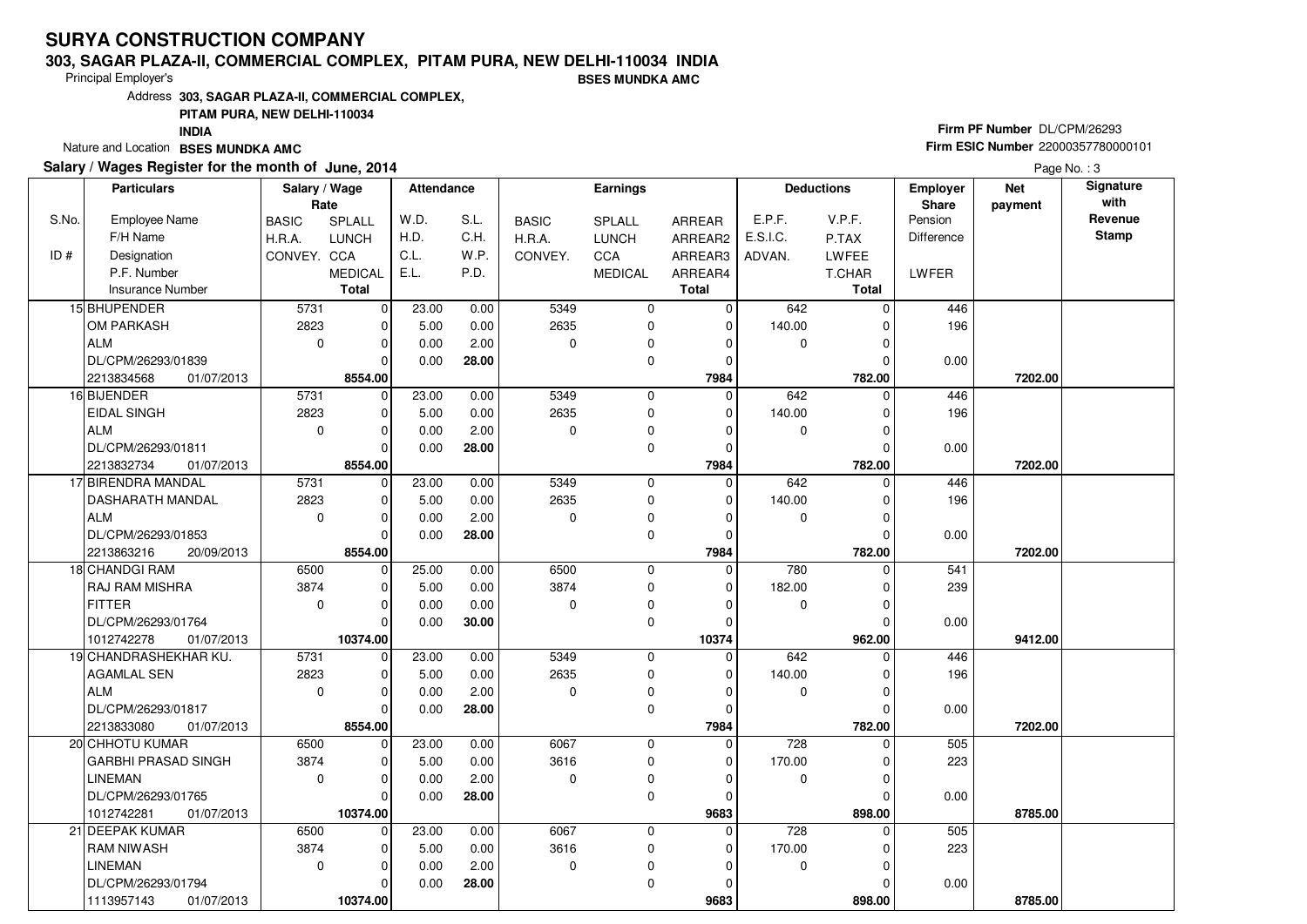# SURYA CONSTRUCTION COMPANY

**303, SAGAR PLAZA-II, COMMERCIAL COMPLEX, PITAM PURA, NEW DELHI-110034 INDIA**

Principal Employer's **BSES MUNDKA AMC**

Address **303, SAGAR PLAZA-II, COMMERCIAL COMPLEX, PITAM PURA, NEW DELHI-110034 INDIA**

Nature and Location **BSES MUNDKA AMC**

**Firm PF Number** DL/CPM/26293

**Firm ESIC Number** 22000357780000101

**Salary / Wages Register for the month of June, 2014**

| S.No. / ID # | Employee Name / F/H Name / Designation / P.F. Number / Insurance Number | Salary / Wage Rate: BASIC / H.R.A. / CONVEY. | SPLALL / LUNCH / CCA / MEDICAL / Total | Attendance: W.D. / H.D. / C.L. / E.L. | S.L. / C.H. / W.P. / P.D. | Earnings: BASIC / H.R.A. / CONVEY. | SPLALL / LUNCH / CCA / MEDICAL | ARREAR / ARREAR2 / ARREAR3 / ARREAR4 / Total | Deductions: E.P.F. / E.S.I.C. / ADVAN. | V.P.F. / P.TAX / LWFEE / T.CHAR / Total | Employer Share: Pension / Difference / LWFER | Net payment | Signature with Revenue Stamp |
|---|---|---|---|---|---|---|---|---|---|---|---|---|---|
| 15 | BHUPENDER / OM PARKASH / ALM / DL/CPM/26293/01839 / 2213834568 01/07/2013 | 5731 / 2823 / 0 | 0 / 0 / 0 / 0 / **8554.00** | 23.00 / 5.00 / 0.00 / 0.00 | 0.00 / 0.00 / 2.00 / **28.00** | 5349 / 2635 / 0 | 0 / 0 / 0 / 0 | 0 / 0 / 0 / 0 / **7984** | 642 / 140.00 / 0 | 0 / 0 / 0 / 0 / **782.00** | 446 / 196 / 0.00 | **7202.00** | |
| 16 | BIJENDER / EIDAL SINGH / ALM / DL/CPM/26293/01811 / 2213832734 01/07/2013 | 5731 / 2823 / 0 | 0 / 0 / 0 / 0 / **8554.00** | 23.00 / 5.00 / 0.00 / 0.00 | 0.00 / 0.00 / 2.00 / **28.00** | 5349 / 2635 / 0 | 0 / 0 / 0 / 0 | 0 / 0 / 0 / 0 / **7984** | 642 / 140.00 / 0 | 0 / 0 / 0 / 0 / **782.00** | 446 / 196 / 0.00 | **7202.00** | |
| 17 | BIRENDRA MANDAL / DASHARATH MANDAL / ALM / DL/CPM/26293/01853 / 2213863216 20/09/2013 | 5731 / 2823 / 0 | 0 / 0 / 0 / 0 / **8554.00** | 23.00 / 5.00 / 0.00 / 0.00 | 0.00 / 0.00 / 2.00 / **28.00** | 5349 / 2635 / 0 | 0 / 0 / 0 / 0 | 0 / 0 / 0 / 0 / **7984** | 642 / 140.00 / 0 | 0 / 0 / 0 / 0 / **782.00** | 446 / 196 / 0.00 | **7202.00** | |
| 18 | CHANDGI RAM / RAJ RAM MISHRA / FITTER / DL/CPM/26293/01764 / 1012742278 01/07/2013 | 6500 / 3874 / 0 | 0 / 0 / 0 / 0 / **10374.00** | 25.00 / 5.00 / 0.00 / 0.00 | 0.00 / 0.00 / 0.00 / **30.00** | 6500 / 3874 / 0 | 0 / 0 / 0 / 0 | 0 / 0 / 0 / 0 / **10374** | 780 / 182.00 / 0 | 0 / 0 / 0 / 0 / **962.00** | 541 / 239 / 0.00 | **9412.00** | |
| 19 | CHANDRASHEKHAR KU. / AGAMLAL SEN / ALM / DL/CPM/26293/01817 / 2213833080 01/07/2013 | 5731 / 2823 / 0 | 0 / 0 / 0 / 0 / **8554.00** | 23.00 / 5.00 / 0.00 / 0.00 | 0.00 / 0.00 / 2.00 / **28.00** | 5349 / 2635 / 0 | 0 / 0 / 0 / 0 | 0 / 0 / 0 / 0 / **7984** | 642 / 140.00 / 0 | 0 / 0 / 0 / 0 / **782.00** | 446 / 196 / 0.00 | **7202.00** | |
| 20 | CHHOTU KUMAR / GARBHI PRASAD SINGH / LINEMAN / DL/CPM/26293/01765 / 1012742281 01/07/2013 | 6500 / 3874 / 0 | 0 / 0 / 0 / 0 / **10374.00** | 23.00 / 5.00 / 0.00 / 0.00 | 0.00 / 0.00 / 2.00 / **28.00** | 6067 / 3616 / 0 | 0 / 0 / 0 / 0 | 0 / 0 / 0 / 0 / **9683** | 728 / 170.00 / 0 | 0 / 0 / 0 / 0 / **898.00** | 505 / 223 / 0.00 | **8785.00** | |
| 21 | DEEPAK KUMAR / RAM NIWASH / LINEMAN / DL/CPM/26293/01794 / 1113957143 01/07/2013 | 6500 / 3874 / 0 | 0 / 0 / 0 / 0 / **10374.00** | 23.00 / 5.00 / 0.00 / 0.00 | 0.00 / 0.00 / 2.00 / **28.00** | 6067 / 3616 / 0 | 0 / 0 / 0 / 0 | 0 / 0 / 0 / 0 / **9683** | 728 / 170.00 / 0 | 0 / 0 / 0 / 0 / **898.00** | 505 / 223 / 0.00 | **8785.00** | |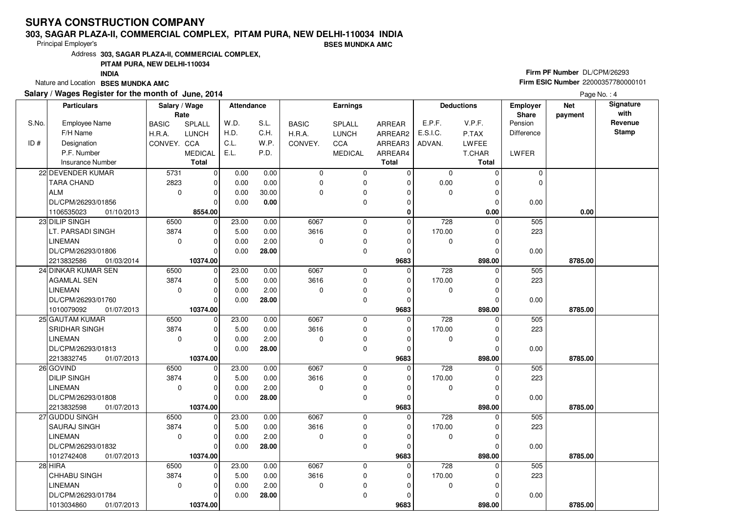# SURYA CONSTRUCTION COMPANY

**303, SAGAR PLAZA-II, COMMERCIAL COMPLEX, PITAM PURA, NEW DELHI-110034 INDIA**

Principal Employer's **BSES MUNDKA AMC**

Address **303, SAGAR PLAZA-II, COMMERCIAL COMPLEX, PITAM PURA, NEW DELHI-110034 INDIA**

Nature and Location **BSES MUNDKA AMC**

**Firm PF Number** DL/CPM/26293
**Firm ESIC Number** 22000357780000101

**Salary / Wages Register for the month of June, 2014**

| S.No. / ID # | Particulars: Employee Name / F/H Name / Designation / P.F. Number / Insurance Number | Salary / Wage Rate: BASIC / H.R.A. / CONVEY. | Salary / Wage Rate: SPLALL / LUNCH / CCA / MEDICAL / Total | Attendance: W.D. / H.D. / C.L. / E.L. | Attendance: S.L. / C.H. / W.P. / P.D. | Earnings: BASIC / H.R.A. / CONVEY. | Earnings: SPLALL / LUNCH / CCA / MEDICAL | Earnings: ARREAR / ARREAR2 / ARREAR3 / ARREAR4 / Total | Deductions: E.P.F. / E.S.I.C. / ADVAN. | Deductions: V.P.F. / P.TAX / LWFEE / T.CHAR / Total | Employer Share: Pension / Difference / LWFER | Net payment | Signature with Revenue Stamp |
|---|---|---|---|---|---|---|---|---|---|---|---|---|---|
| 22 | DEVENDER KUMAR | 5731 | 0 | 0.00 | 0.00 | 0 | 0 | 0 | 0 | 0 | 0 | | |
| | TARA CHAND | 2823 | 0 | 0.00 | 0.00 | 0 | 0 | 0 | 0.00 | 0 | 0 | | |
| | ALM | 0 | 0 | 0.00 | 30.00 | 0 | 0 | 0 | 0 | 0 | | | |
| | DL/CPM/26293/01856 | | 0 | 0.00 | **0.00** | | 0 | 0 | | 0 | 0.00 | | |
| | 1106535023 01/10/2013 | | **8554.00** | | | | | **0** | | **0.00** | | **0.00** | |
| 23 | DILIP SINGH | 6500 | 0 | 23.00 | 0.00 | 6067 | 0 | 0 | 728 | 0 | 505 | | |
| | LT. PARSADI SINGH | 3874 | 0 | 5.00 | 0.00 | 3616 | 0 | 0 | 170.00 | 0 | 223 | | |
| | LINEMAN | 0 | 0 | 0.00 | 2.00 | 0 | 0 | 0 | 0 | 0 | | | |
| | DL/CPM/26293/01806 | | 0 | 0.00 | **28.00** | | 0 | 0 | | 0 | 0.00 | | |
| | 2213832586 01/03/2014 | | **10374.00** | | | | | **9683** | | **898.00** | | **8785.00** | |
| 24 | DINKAR KUMAR SEN | 6500 | 0 | 23.00 | 0.00 | 6067 | 0 | 0 | 728 | 0 | 505 | | |
| | AGAMLAL SEN | 3874 | 0 | 5.00 | 0.00 | 3616 | 0 | 0 | 170.00 | 0 | 223 | | |
| | LINEMAN | 0 | 0 | 0.00 | 2.00 | 0 | 0 | 0 | 0 | 0 | | | |
| | DL/CPM/26293/01760 | | 0 | 0.00 | **28.00** | | 0 | 0 | | 0 | 0.00 | | |
| | 1010079092 01/07/2013 | | **10374.00** | | | | | **9683** | | **898.00** | | **8785.00** | |
| 25 | GAUTAM KUMAR | 6500 | 0 | 23.00 | 0.00 | 6067 | 0 | 0 | 728 | 0 | 505 | | |
| | SRIDHAR SINGH | 3874 | 0 | 5.00 | 0.00 | 3616 | 0 | 0 | 170.00 | 0 | 223 | | |
| | LINEMAN | 0 | 0 | 0.00 | 2.00 | 0 | 0 | 0 | 0 | 0 | | | |
| | DL/CPM/26293/01813 | | 0 | 0.00 | **28.00** | | 0 | 0 | | 0 | 0.00 | | |
| | 2213832745 01/07/2013 | | **10374.00** | | | | | **9683** | | **898.00** | | **8785.00** | |
| 26 | GOVIND | 6500 | 0 | 23.00 | 0.00 | 6067 | 0 | 0 | 728 | 0 | 505 | | |
| | DILIP SINGH | 3874 | 0 | 5.00 | 0.00 | 3616 | 0 | 0 | 170.00 | 0 | 223 | | |
| | LINEMAN | 0 | 0 | 0.00 | 2.00 | 0 | 0 | 0 | 0 | 0 | | | |
| | DL/CPM/26293/01808 | | 0 | 0.00 | **28.00** | | 0 | 0 | | 0 | 0.00 | | |
| | 2213832598 01/07/2013 | | **10374.00** | | | | | **9683** | | **898.00** | | **8785.00** | |
| 27 | GUDDU SINGH | 6500 | 0 | 23.00 | 0.00 | 6067 | 0 | 0 | 728 | 0 | 505 | | |
| | SAURAJ SINGH | 3874 | 0 | 5.00 | 0.00 | 3616 | 0 | 0 | 170.00 | 0 | 223 | | |
| | LINEMAN | 0 | 0 | 0.00 | 2.00 | 0 | 0 | 0 | 0 | 0 | | | |
| | DL/CPM/26293/01832 | | 0 | 0.00 | **28.00** | | 0 | 0 | | 0 | 0.00 | | |
| | 1012742408 01/07/2013 | | **10374.00** | | | | | **9683** | | **898.00** | | **8785.00** | |
| 28 | HIRA | 6500 | 0 | 23.00 | 0.00 | 6067 | 0 | 0 | 728 | 0 | 505 | | |
| | CHHABU SINGH | 3874 | 0 | 5.00 | 0.00 | 3616 | 0 | 0 | 170.00 | 0 | 223 | | |
| | LINEMAN | 0 | 0 | 0.00 | 2.00 | 0 | 0 | 0 | 0 | 0 | | | |
| | DL/CPM/26293/01784 | | 0 | 0.00 | **28.00** | | 0 | 0 | | 0 | 0.00 | | |
| | 1013034860 01/07/2013 | | **10374.00** | | | | | **9683** | | **898.00** | | **8785.00** | |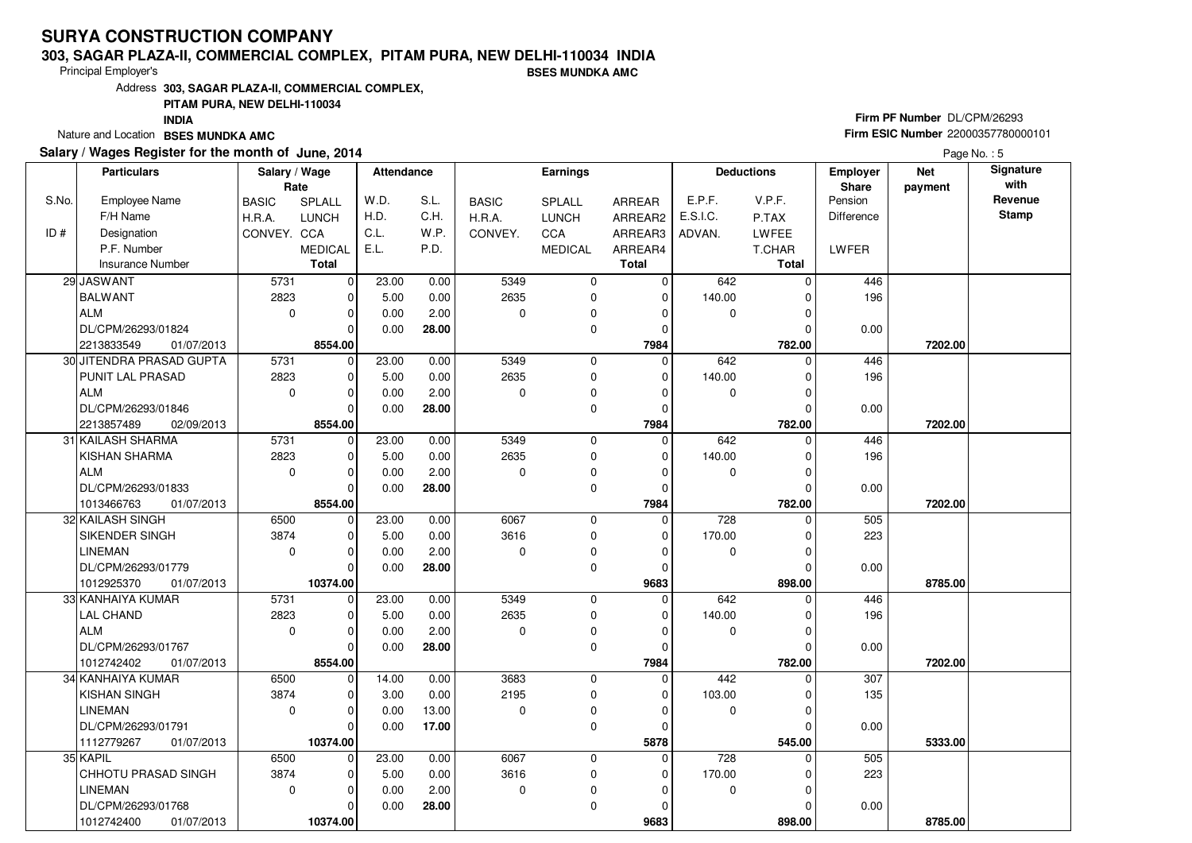# SURYA CONSTRUCTION COMPANY

## 303, SAGAR PLAZA-II, COMMERCIAL COMPLEX, PITAM PURA, NEW DELHI-110034 INDIA

Principal Employer's **BSES MUNDKA AMC**

Address **303, SAGAR PLAZA-II, COMMERCIAL COMPLEX, PITAM PURA, NEW DELHI-110034 INDIA**

Nature and Location **BSES MUNDKA AMC**

**Firm PF Number** DL/CPM/26293

**Firm ESIC Number** 22000357780000101

**Salary / Wages Register for the month of June, 2014**

| S.No. / ID # | Employee Name / F/H Name / Designation / P.F. Number / Insurance Number | BASIC / H.R.A. / CONVEY. | SPLALL / LUNCH / CCA / MEDICAL / Total | W.D. / H.D. / C.L. / E.L. | S.L. / C.H. / W.P. / P.D. | BASIC / H.R.A. / CONVEY. | SPLALL / LUNCH / CCA / MEDICAL | ARREAR / ARREAR2 / ARREAR3 / ARREAR4 / Total | E.P.F. / E.S.I.C. / ADVAN. | V.P.F. / P.TAX / LWFEE / T.CHAR / Total | Employer Share Pension / Difference / LWFER | Net payment | Signature with Revenue Stamp |
|---|---|---|---|---|---|---|---|---|---|---|---|---|---|
| 29 | JASWANT | 5731 | 0 | 23.00 | 0.00 | 5349 | 0 | 0 | 642 | 0 | 446 | | |
| | BALWANT | 2823 | 0 | 5.00 | 0.00 | 2635 | 0 | 0 | 140.00 | 0 | 196 | | |
| | ALM | 0 | 0 | 0.00 | 2.00 | 0 | 0 | 0 | 0 | 0 | | | |
| | DL/CPM/26293/01824 | | 0 | 0.00 | **28.00** | | 0 | 0 | | 0 | 0.00 | | |
| | 2213833549 01/07/2013 | | **8554.00** | | | | | **7984** | | **782.00** | | **7202.00** | |
| 30 | JITENDRA PRASAD GUPTA | 5731 | 0 | 23.00 | 0.00 | 5349 | 0 | 0 | 642 | 0 | 446 | | |
| | PUNIT LAL PRASAD | 2823 | 0 | 5.00 | 0.00 | 2635 | 0 | 0 | 140.00 | 0 | 196 | | |
| | ALM | 0 | 0 | 0.00 | 2.00 | 0 | 0 | 0 | 0 | 0 | | | |
| | DL/CPM/26293/01846 | | 0 | 0.00 | **28.00** | | 0 | 0 | | 0 | 0.00 | | |
| | 2213857489 02/09/2013 | | **8554.00** | | | | | **7984** | | **782.00** | | **7202.00** | |
| 31 | KAILASH SHARMA | 5731 | 0 | 23.00 | 0.00 | 5349 | 0 | 0 | 642 | 0 | 446 | | |
| | KISHAN SHARMA | 2823 | 0 | 5.00 | 0.00 | 2635 | 0 | 0 | 140.00 | 0 | 196 | | |
| | ALM | 0 | 0 | 0.00 | 2.00 | 0 | 0 | 0 | 0 | 0 | | | |
| | DL/CPM/26293/01833 | | 0 | 0.00 | **28.00** | | 0 | 0 | | 0 | 0.00 | | |
| | 1013466763 01/07/2013 | | **8554.00** | | | | | **7984** | | **782.00** | | **7202.00** | |
| 32 | KAILASH SINGH | 6500 | 0 | 23.00 | 0.00 | 6067 | 0 | 0 | 728 | 0 | 505 | | |
| | SIKENDER SINGH | 3874 | 0 | 5.00 | 0.00 | 3616 | 0 | 0 | 170.00 | 0 | 223 | | |
| | LINEMAN | 0 | 0 | 0.00 | 2.00 | 0 | 0 | 0 | 0 | 0 | | | |
| | DL/CPM/26293/01779 | | 0 | 0.00 | **28.00** | | 0 | 0 | | 0 | 0.00 | | |
| | 1012925370 01/07/2013 | | **10374.00** | | | | | **9683** | | **898.00** | | **8785.00** | |
| 33 | KANHAIYA KUMAR | 5731 | 0 | 23.00 | 0.00 | 5349 | 0 | 0 | 642 | 0 | 446 | | |
| | LAL CHAND | 2823 | 0 | 5.00 | 0.00 | 2635 | 0 | 0 | 140.00 | 0 | 196 | | |
| | ALM | 0 | 0 | 0.00 | 2.00 | 0 | 0 | 0 | 0 | 0 | | | |
| | DL/CPM/26293/01767 | | 0 | 0.00 | **28.00** | | 0 | 0 | | 0 | 0.00 | | |
| | 1012742402 01/07/2013 | | **8554.00** | | | | | **7984** | | **782.00** | | **7202.00** | |
| 34 | KANHAIYA KUMAR | 6500 | 0 | 14.00 | 0.00 | 3683 | 0 | 0 | 442 | 0 | 307 | | |
| | KISHAN SINGH | 3874 | 0 | 3.00 | 0.00 | 2195 | 0 | 0 | 103.00 | 0 | 135 | | |
| | LINEMAN | 0 | 0 | 0.00 | 13.00 | 0 | 0 | 0 | 0 | 0 | | | |
| | DL/CPM/26293/01791 | | 0 | 0.00 | **17.00** | | 0 | 0 | | 0 | 0.00 | | |
| | 1112779267 01/07/2013 | | **10374.00** | | | | | **5878** | | **545.00** | | **5333.00** | |
| 35 | KAPIL | 6500 | 0 | 23.00 | 0.00 | 6067 | 0 | 0 | 728 | 0 | 505 | | |
| | CHHOTU PRASAD SINGH | 3874 | 0 | 5.00 | 0.00 | 3616 | 0 | 0 | 170.00 | 0 | 223 | | |
| | LINEMAN | 0 | 0 | 0.00 | 2.00 | 0 | 0 | 0 | 0 | 0 | | | |
| | DL/CPM/26293/01768 | | 0 | 0.00 | **28.00** | | 0 | 0 | | 0 | 0.00 | | |
| | 1012742400 01/07/2013 | | **10374.00** | | | | | **9683** | | **898.00** | | **8785.00** | |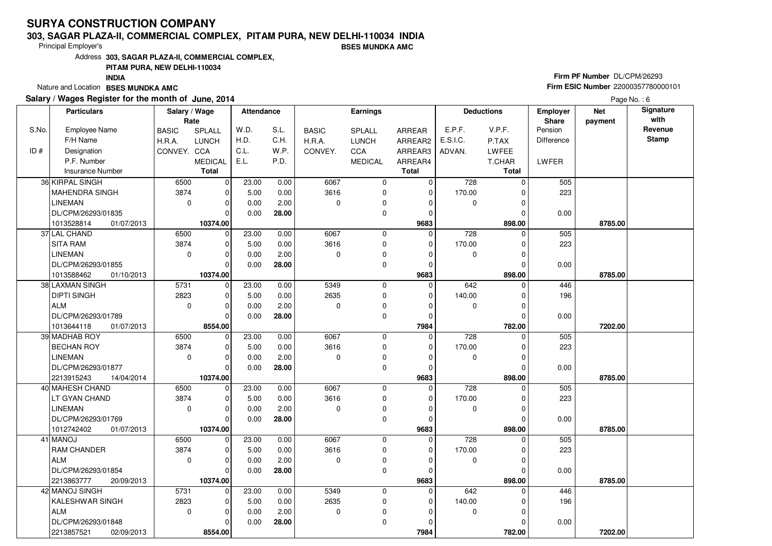# SURYA CONSTRUCTION COMPANY

**303, SAGAR PLAZA-II, COMMERCIAL COMPLEX, PITAM PURA, NEW DELHI-110034 INDIA**

Principal Employer's **BSES MUNDKA AMC**

Address **303, SAGAR PLAZA-II, COMMERCIAL COMPLEX, PITAM PURA, NEW DELHI-110034 INDIA**

Nature and Location **BSES MUNDKA AMC**

**Firm PF Number** DL/CPM/26293

**Firm ESIC Number** 22000357780000101

**Salary / Wages Register for the month of June, 2014**

| S.No. / ID # | Particulars: Employee Name / F/H Name / Designation / P.F. Number / Insurance Number | Salary / Wage Rate: BASIC / H.R.A. / CONVEY. | SPLALL / LUNCH / CCA / MEDICAL / Total | Attendance: W.D. / H.D. / C.L. / E.L. | S.L. / C.H. / W.P. / P.D. | Earnings: BASIC / H.R.A. / CONVEY. | SPLALL / LUNCH / CCA / MEDICAL | ARREAR / ARREAR2 / ARREAR3 / ARREAR4 / Total | Deductions: E.P.F. / E.S.I.C. / ADVAN. | V.P.F. / P.TAX / LWFEE / T.CHAR / Total | Employer Share: Pension / Difference / LWFER | Net payment | Signature with Revenue Stamp |
|---|---|---|---|---|---|---|---|---|---|---|---|---|---|
| 36 | KIRPAL SINGH | 6500 | 0 | 23.00 | 0.00 | 6067 | 0 | 0 | 728 | 0 | 505 | | |
| | MAHENDRA SINGH | 3874 | 0 | 5.00 | 0.00 | 3616 | 0 | 0 | 170.00 | 0 | 223 | | |
| | LINEMAN | 0 | 0 | 0.00 | 2.00 | 0 | 0 | 0 | 0 | 0 | | | |
| | DL/CPM/26293/01835 | | 0 | 0.00 | 28.00 | | 0 | 0 | | 0 | 0.00 | | |
| | 1013528814 01/07/2013 | | 10374.00 | | | | | 9683 | | 898.00 | | 8785.00 | |
| 37 | LAL CHAND | 6500 | 0 | 23.00 | 0.00 | 6067 | 0 | 0 | 728 | 0 | 505 | | |
| | SITA RAM | 3874 | 0 | 5.00 | 0.00 | 3616 | 0 | 0 | 170.00 | 0 | 223 | | |
| | LINEMAN | 0 | 0 | 0.00 | 2.00 | 0 | 0 | 0 | 0 | 0 | | | |
| | DL/CPM/26293/01855 | | 0 | 0.00 | 28.00 | | 0 | 0 | | 0 | 0.00 | | |
| | 1013588462 01/10/2013 | | 10374.00 | | | | | 9683 | | 898.00 | | 8785.00 | |
| 38 | LAXMAN SINGH | 5731 | 0 | 23.00 | 0.00 | 5349 | 0 | 0 | 642 | 0 | 446 | | |
| | DIPTI SINGH | 2823 | 0 | 5.00 | 0.00 | 2635 | 0 | 0 | 140.00 | 0 | 196 | | |
| | ALM | 0 | 0 | 0.00 | 2.00 | 0 | 0 | 0 | 0 | 0 | | | |
| | DL/CPM/26293/01789 | | 0 | 0.00 | 28.00 | | 0 | 0 | | 0 | 0.00 | | |
| | 1013644118 01/07/2013 | | 8554.00 | | | | | 7984 | | 782.00 | | 7202.00 | |
| 39 | MADHAB ROY | 6500 | 0 | 23.00 | 0.00 | 6067 | 0 | 0 | 728 | 0 | 505 | | |
| | BECHAN ROY | 3874 | 0 | 5.00 | 0.00 | 3616 | 0 | 0 | 170.00 | 0 | 223 | | |
| | LINEMAN | 0 | 0 | 0.00 | 2.00 | 0 | 0 | 0 | 0 | 0 | | | |
| | DL/CPM/26293/01877 | | 0 | 0.00 | 28.00 | | 0 | 0 | | 0 | 0.00 | | |
| | 2213915243 14/04/2014 | | 10374.00 | | | | | 9683 | | 898.00 | | 8785.00 | |
| 40 | MAHESH CHAND | 6500 | 0 | 23.00 | 0.00 | 6067 | 0 | 0 | 728 | 0 | 505 | | |
| | LT GYAN CHAND | 3874 | 0 | 5.00 | 0.00 | 3616 | 0 | 0 | 170.00 | 0 | 223 | | |
| | LINEMAN | 0 | 0 | 0.00 | 2.00 | 0 | 0 | 0 | 0 | 0 | | | |
| | DL/CPM/26293/01769 | | 0 | 0.00 | 28.00 | | 0 | 0 | | 0 | 0.00 | | |
| | 1012742402 01/07/2013 | | 10374.00 | | | | | 9683 | | 898.00 | | 8785.00 | |
| 41 | MANOJ | 6500 | 0 | 23.00 | 0.00 | 6067 | 0 | 0 | 728 | 0 | 505 | | |
| | RAM CHANDER | 3874 | 0 | 5.00 | 0.00 | 3616 | 0 | 0 | 170.00 | 0 | 223 | | |
| | ALM | 0 | 0 | 0.00 | 2.00 | 0 | 0 | 0 | 0 | 0 | | | |
| | DL/CPM/26293/01854 | | 0 | 0.00 | 28.00 | | 0 | 0 | | 0 | 0.00 | | |
| | 2213863777 20/09/2013 | | 10374.00 | | | | | 9683 | | 898.00 | | 8785.00 | |
| 42 | MANOJ SINGH | 5731 | 0 | 23.00 | 0.00 | 5349 | 0 | 0 | 642 | 0 | 446 | | |
| | KALESHWAR SINGH | 2823 | 0 | 5.00 | 0.00 | 2635 | 0 | 0 | 140.00 | 0 | 196 | | |
| | ALM | 0 | 0 | 0.00 | 2.00 | 0 | 0 | 0 | 0 | 0 | | | |
| | DL/CPM/26293/01848 | | 0 | 0.00 | 28.00 | | 0 | 0 | | 0 | 0.00 | | |
| | 2213857521 02/09/2013 | | 8554.00 | | | | | 7984 | | 782.00 | | 7202.00 | |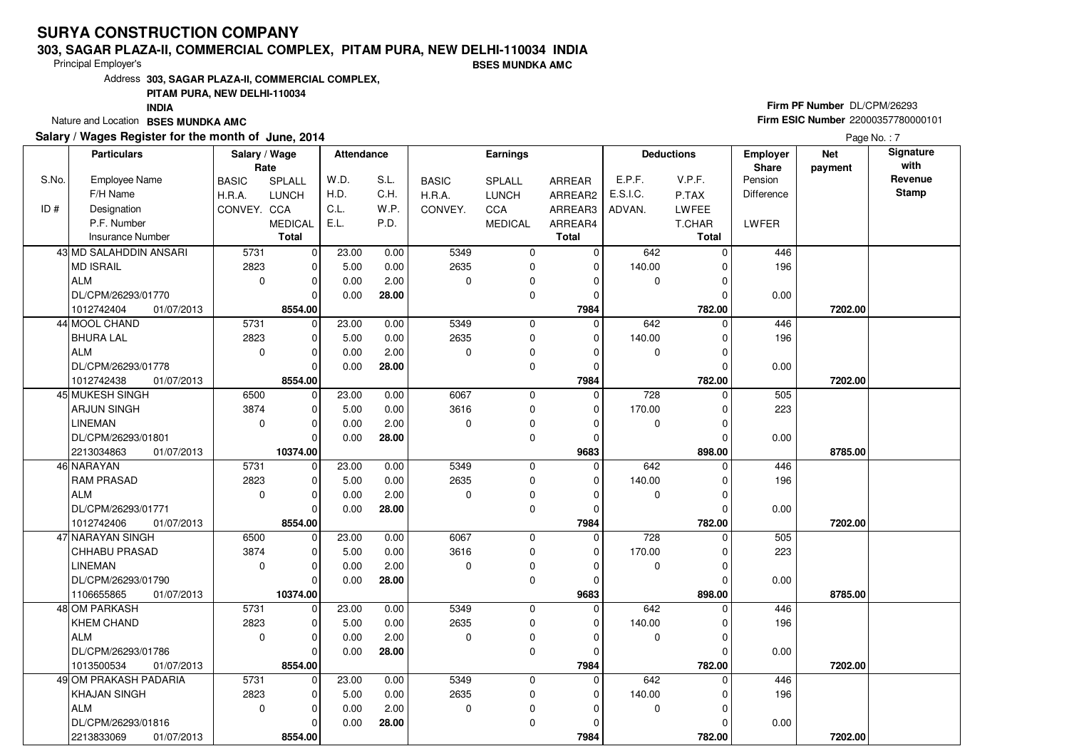# SURYA CONSTRUCTION COMPANY

**303, SAGAR PLAZA-II, COMMERCIAL COMPLEX, PITAM PURA, NEW DELHI-110034 INDIA**

Principal Employer's **BSES MUNDKA AMC**

Address **303, SAGAR PLAZA-II, COMMERCIAL COMPLEX, PITAM PURA, NEW DELHI-110034 INDIA**

Nature and Location **BSES MUNDKA AMC**

**Firm PF Number** DL/CPM/26293

**Firm ESIC Number** 22000357780000101

**Salary / Wages Register for the month of June, 2014**

Page No. : 7

| S.No. / ID # | Employee Name / F/H Name / Designation / P.F. Number / Insurance Number | BASIC / H.R.A. / CONVEY. | SPLALL / LUNCH / CCA / MEDICAL / Total | W.D. / H.D. / C.L. / E.L. | S.L. / C.H. / W.P. / P.D. | BASIC / H.R.A. / CONVEY. | SPLALL / LUNCH / CCA / MEDICAL | ARREAR / ARREAR2 / ARREAR3 / ARREAR4 / Total | E.P.F. / E.S.I.C. / ADVAN. | V.P.F. / P.TAX / LWFEE / T.CHAR / Total | Employer Share Pension / Difference / LWFER | Net payment | Signature with Revenue Stamp |
|---|---|---|---|---|---|---|---|---|---|---|---|---|---|
| 43 | MD SALAHDDIN ANSARI<br>MD ISRAIL<br>ALM<br>DL/CPM/26293/01770<br>1012742404 01/07/2013 | 5731<br>2823<br>0 | 0<br>0<br>0<br>0<br>**8554.00** | 23.00<br>5.00<br>0.00<br>0.00 | 0.00<br>0.00<br>2.00<br>**28.00** | 5349<br>2635<br>0 | 0<br>0<br>0<br>0 | 0<br>0<br>0<br>0<br>**7984** | 642<br>140.00<br>0 | 0<br>0<br>0<br>0<br>**782.00** | 446<br>196<br><br>0.00 | **7202.00** | |
| 44 | MOOL CHAND<br>BHURA LAL<br>ALM<br>DL/CPM/26293/01778<br>1012742438 01/07/2013 | 5731<br>2823<br>0 | 0<br>0<br>0<br>0<br>**8554.00** | 23.00<br>5.00<br>0.00<br>0.00 | 0.00<br>0.00<br>2.00<br>**28.00** | 5349<br>2635<br>0 | 0<br>0<br>0<br>0 | 0<br>0<br>0<br>0<br>**7984** | 642<br>140.00<br>0 | 0<br>0<br>0<br>0<br>**782.00** | 446<br>196<br><br>0.00 | **7202.00** | |
| 45 | MUKESH SINGH<br>ARJUN SINGH<br>LINEMAN<br>DL/CPM/26293/01801<br>2213034863 01/07/2013 | 6500<br>3874<br>0 | 0<br>0<br>0<br>0<br>**10374.00** | 23.00<br>5.00<br>0.00<br>0.00 | 0.00<br>0.00<br>2.00<br>**28.00** | 6067<br>3616<br>0 | 0<br>0<br>0<br>0 | 0<br>0<br>0<br>0<br>**9683** | 728<br>170.00<br>0 | 0<br>0<br>0<br>0<br>**898.00** | 505<br>223<br><br>0.00 | **8785.00** | |
| 46 | NARAYAN<br>RAM PRASAD<br>ALM<br>DL/CPM/26293/01771<br>1012742406 01/07/2013 | 5731<br>2823<br>0 | 0<br>0<br>0<br>0<br>**8554.00** | 23.00<br>5.00<br>0.00<br>0.00 | 0.00<br>0.00<br>2.00<br>**28.00** | 5349<br>2635<br>0 | 0<br>0<br>0<br>0 | 0<br>0<br>0<br>0<br>**7984** | 642<br>140.00<br>0 | 0<br>0<br>0<br>0<br>**782.00** | 446<br>196<br><br>0.00 | **7202.00** | |
| 47 | NARAYAN SINGH<br>CHHABU PRASAD<br>LINEMAN<br>DL/CPM/26293/01790<br>1106655865 01/07/2013 | 6500<br>3874<br>0 | 0<br>0<br>0<br>0<br>**10374.00** | 23.00<br>5.00<br>0.00<br>0.00 | 0.00<br>0.00<br>2.00<br>**28.00** | 6067<br>3616<br>0 | 0<br>0<br>0<br>0 | 0<br>0<br>0<br>0<br>**9683** | 728<br>170.00<br>0 | 0<br>0<br>0<br>0<br>**898.00** | 505<br>223<br><br>0.00 | **8785.00** | |
| 48 | OM PARKASH<br>KHEM CHAND<br>ALM<br>DL/CPM/26293/01786<br>1013500534 01/07/2013 | 5731<br>2823<br>0 | 0<br>0<br>0<br>0<br>**8554.00** | 23.00<br>5.00<br>0.00<br>0.00 | 0.00<br>0.00<br>2.00<br>**28.00** | 5349<br>2635<br>0 | 0<br>0<br>0<br>0 | 0<br>0<br>0<br>0<br>**7984** | 642<br>140.00<br>0 | 0<br>0<br>0<br>0<br>**782.00** | 446<br>196<br><br>0.00 | **7202.00** | |
| 49 | OM PRAKASH PADARIA<br>KHAJAN SINGH<br>ALM<br>DL/CPM/26293/01816<br>2213833069 01/07/2013 | 5731<br>2823<br>0 | 0<br>0<br>0<br>0<br>**8554.00** | 23.00<br>5.00<br>0.00<br>0.00 | 0.00<br>0.00<br>2.00<br>**28.00** | 5349<br>2635<br>0 | 0<br>0<br>0<br>0 | 0<br>0<br>0<br>0<br>**7984** | 642<br>140.00<br>0 | 0<br>0<br>0<br>0<br>**782.00** | 446<br>196<br><br>0.00 | **7202.00** | |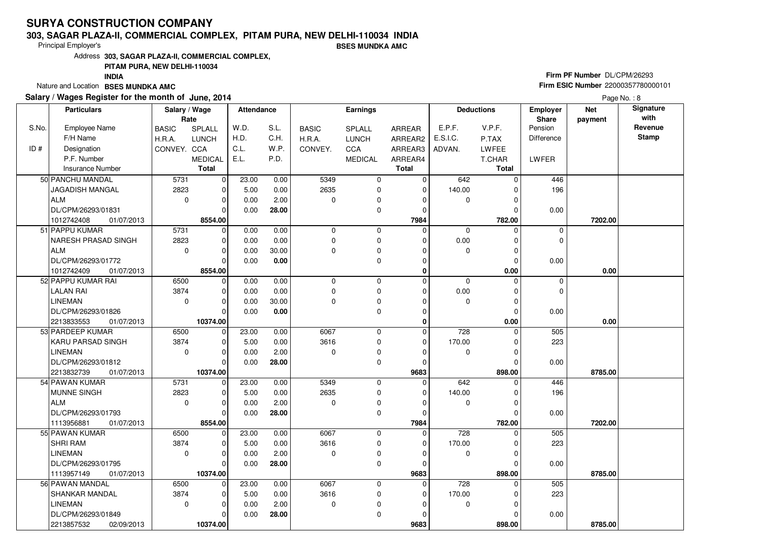# SURYA CONSTRUCTION COMPANY

**303, SAGAR PLAZA-II, COMMERCIAL COMPLEX, PITAM PURA, NEW DELHI-110034 INDIA**

Principal Employer's **BSES MUNDKA AMC**

Address **303, SAGAR PLAZA-II, COMMERCIAL COMPLEX, PITAM PURA, NEW DELHI-110034 INDIA**

Nature and Location **BSES MUNDKA AMC**

**Firm PF Number** DL/CPM/26293

**Firm ESIC Number** 22000357780000101

**Salary / Wages Register for the month of June, 2014**

| S.No. / ID # | Employee Name / F/H Name / Designation / P.F. Number / Insurance Number | Salary / Wage Rate: BASIC / H.R.A. / CONVEY. | SPLALL / LUNCH / CCA / MEDICAL / Total | Attendance: W.D. / H.D. / C.L. / E.L. | S.L. / C.H. / W.P. / P.D. | Earnings: BASIC / H.R.A. / CONVEY. | SPLALL / LUNCH / CCA / MEDICAL | ARREAR / ARREAR2 / ARREAR3 / ARREAR4 / Total | Deductions: E.P.F. / E.S.I.C. / ADVAN. | V.P.F. / P.TAX / LWFEE / T.CHAR / Total | Employer Share: Pension / Difference / LWFER | Net payment | Signature with Revenue Stamp |
|---|---|---|---|---|---|---|---|---|---|---|---|---|---|
| 50 | PANCHU MANDAL<br>JAGADISH MANGAL<br>ALM<br>DL/CPM/26293/01831<br>1012742408 01/07/2013 | 5731<br>2823<br>0 | 0<br>0<br>0<br>0<br>**8554.00** | 23.00<br>5.00<br>0.00<br>0.00 | 0.00<br>0.00<br>2.00<br>**28.00** | 5349<br>2635<br>0 | 0<br>0<br>0<br>0 | 0<br>0<br>0<br>0<br>**7984** | 642<br>140.00<br>0 | 0<br>0<br>0<br>0<br>**782.00** | 446<br>196<br>0.00 | **7202.00** | |
| 51 | PAPPU KUMAR<br>NARESH PRASAD SINGH<br>ALM<br>DL/CPM/26293/01772<br>1012742409 01/07/2013 | 5731<br>2823<br>0 | 0<br>0<br>0<br>0<br>**8554.00** | 0.00<br>0.00<br>0.00<br>0.00 | 0.00<br>0.00<br>30.00<br>**0.00** | 0<br>0<br>0 | 0<br>0<br>0<br>0 | 0<br>0<br>0<br>0<br>**0** | 0<br>0.00<br>0 | 0<br>0<br>0<br>0<br>**0.00** | 0<br>0<br>0.00 | **0.00** | |
| 52 | PAPPU KUMAR RAI<br>LALAN RAI<br>LINEMAN<br>DL/CPM/26293/01826<br>2213833553 01/07/2013 | 6500<br>3874<br>0 | 0<br>0<br>0<br>0<br>**10374.00** | 0.00<br>0.00<br>0.00<br>0.00 | 0.00<br>0.00<br>30.00<br>**0.00** | 0<br>0<br>0 | 0<br>0<br>0<br>0 | 0<br>0<br>0<br>0<br>**0** | 0<br>0.00<br>0 | 0<br>0<br>0<br>0<br>**0.00** | 0<br>0<br>0.00 | **0.00** | |
| 53 | PARDEEP KUMAR<br>KARU PARSAD SINGH<br>LINEMAN<br>DL/CPM/26293/01812<br>2213832739 01/07/2013 | 6500<br>3874<br>0 | 0<br>0<br>0<br>0<br>**10374.00** | 23.00<br>5.00<br>0.00<br>0.00 | 0.00<br>0.00<br>2.00<br>**28.00** | 6067<br>3616<br>0 | 0<br>0<br>0<br>0 | 0<br>0<br>0<br>0<br>**9683** | 728<br>170.00<br>0 | 0<br>0<br>0<br>0<br>**898.00** | 505<br>223<br>0.00 | **8785.00** | |
| 54 | PAWAN KUMAR<br>MUNNE SINGH<br>ALM<br>DL/CPM/26293/01793<br>1113956881 01/07/2013 | 5731<br>2823<br>0 | 0<br>0<br>0<br>0<br>**8554.00** | 23.00<br>5.00<br>0.00<br>0.00 | 0.00<br>0.00<br>2.00<br>**28.00** | 5349<br>2635<br>0 | 0<br>0<br>0<br>0 | 0<br>0<br>0<br>0<br>**7984** | 642<br>140.00<br>0 | 0<br>0<br>0<br>0<br>**782.00** | 446<br>196<br>0.00 | **7202.00** | |
| 55 | PAWAN KUMAR<br>SHRI RAM<br>LINEMAN<br>DL/CPM/26293/01795<br>1113957149 01/07/2013 | 6500<br>3874<br>0 | 0<br>0<br>0<br>0<br>**10374.00** | 23.00<br>5.00<br>0.00<br>0.00 | 0.00<br>0.00<br>2.00<br>**28.00** | 6067<br>3616<br>0 | 0<br>0<br>0<br>0 | 0<br>0<br>0<br>0<br>**9683** | 728<br>170.00<br>0 | 0<br>0<br>0<br>0<br>**898.00** | 505<br>223<br>0.00 | **8785.00** | |
| 56 | PAWAN MANDAL<br>SHANKAR MANDAL<br>LINEMAN<br>DL/CPM/26293/01849<br>2213857532 02/09/2013 | 6500<br>3874<br>0 | 0<br>0<br>0<br>0<br>**10374.00** | 23.00<br>5.00<br>0.00<br>0.00 | 0.00<br>0.00<br>2.00<br>**28.00** | 6067<br>3616<br>0 | 0<br>0<br>0<br>0 | 0<br>0<br>0<br>0<br>**9683** | 728<br>170.00<br>0 | 0<br>0<br>0<br>0<br>**898.00** | 505<br>223<br>0.00 | **8785.00** | |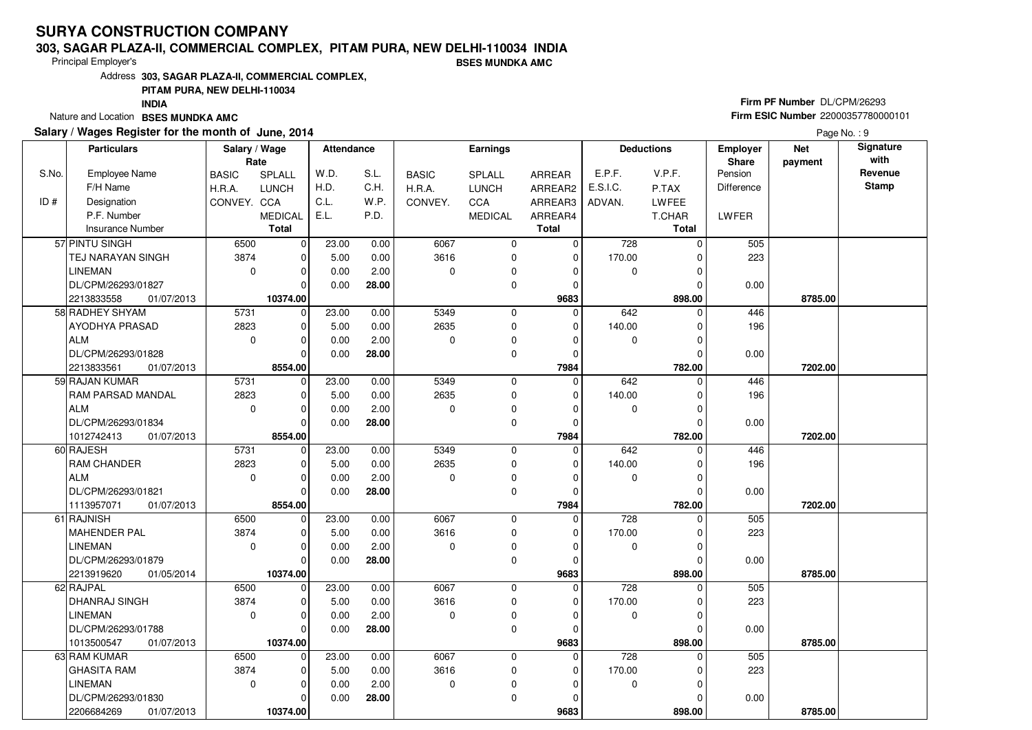# SURYA CONSTRUCTION COMPANY

**303, SAGAR PLAZA-II, COMMERCIAL COMPLEX, PITAM PURA, NEW DELHI-110034 INDIA**

Principal Employer's **BSES MUNDKA AMC**

Address **303, SAGAR PLAZA-II, COMMERCIAL COMPLEX, PITAM PURA, NEW DELHI-110034 INDIA**

Nature and Location **BSES MUNDKA AMC**

**Firm PF Number** DL/CPM/26293

**Firm ESIC Number** 22000357780000101

**Salary / Wages Register for the month of June, 2014**

| S.No. / ID # | Employee Name / F/H Name / Designation / P.F. Number / Insurance Number | BASIC / H.R.A. / CONVEY. (Rate) | SPLALL / LUNCH / CCA / MEDICAL / Total (Rate) | W.D. / H.D. / C.L. / E.L. | S.L. / C.H. / W.P. / P.D. | BASIC / H.R.A. / CONVEY. (Earnings) | SPLALL / LUNCH / CCA / MEDICAL | ARREAR / ARREAR2 / ARREAR3 / ARREAR4 / Total | E.P.F. / E.S.I.C. / ADVAN. | V.P.F. / P.TAX / LWFEE / T.CHAR / Total | Employer Share Pension / Difference / LWFER | Net payment | Signature with Revenue Stamp |
|---|---|---|---|---|---|---|---|---|---|---|---|---|---|
| 57 | PINTU SINGH | 6500 | 0 | 23.00 | 0.00 | 6067 | 0 | 0 | 728 | 0 | 505 | | |
| | TEJ NARAYAN SINGH | 3874 | 0 | 5.00 | 0.00 | 3616 | 0 | 0 | 170.00 | 0 | 223 | | |
| | LINEMAN | 0 | 0 | 0.00 | 2.00 | 0 | 0 | 0 | 0 | 0 | | | |
| | DL/CPM/26293/01827 | | 0 | 0.00 | **28.00** | | 0 | 0 | | 0 | 0.00 | | |
| | 2213833558 01/07/2013 | | **10374.00** | | | | | **9683** | | **898.00** | | **8785.00** | |
| 58 | RADHEY SHYAM | 5731 | 0 | 23.00 | 0.00 | 5349 | 0 | 0 | 642 | 0 | 446 | | |
| | AYODHYA PRASAD | 2823 | 0 | 5.00 | 0.00 | 2635 | 0 | 0 | 140.00 | 0 | 196 | | |
| | ALM | 0 | 0 | 0.00 | 2.00 | 0 | 0 | 0 | 0 | 0 | | | |
| | DL/CPM/26293/01828 | | 0 | 0.00 | **28.00** | | 0 | 0 | | 0 | 0.00 | | |
| | 2213833561 01/07/2013 | | **8554.00** | | | | | **7984** | | **782.00** | | **7202.00** | |
| 59 | RAJAN KUMAR | 5731 | 0 | 23.00 | 0.00 | 5349 | 0 | 0 | 642 | 0 | 446 | | |
| | RAM PARSAD MANDAL | 2823 | 0 | 5.00 | 0.00 | 2635 | 0 | 0 | 140.00 | 0 | 196 | | |
| | ALM | 0 | 0 | 0.00 | 2.00 | 0 | 0 | 0 | 0 | 0 | | | |
| | DL/CPM/26293/01834 | | 0 | 0.00 | **28.00** | | 0 | 0 | | 0 | 0.00 | | |
| | 1012742413 01/07/2013 | | **8554.00** | | | | | **7984** | | **782.00** | | **7202.00** | |
| 60 | RAJESH | 5731 | 0 | 23.00 | 0.00 | 5349 | 0 | 0 | 642 | 0 | 446 | | |
| | RAM CHANDER | 2823 | 0 | 5.00 | 0.00 | 2635 | 0 | 0 | 140.00 | 0 | 196 | | |
| | ALM | 0 | 0 | 0.00 | 2.00 | 0 | 0 | 0 | 0 | 0 | | | |
| | DL/CPM/26293/01821 | | 0 | 0.00 | **28.00** | | 0 | 0 | | 0 | 0.00 | | |
| | 1113957071 01/07/2013 | | **8554.00** | | | | | **7984** | | **782.00** | | **7202.00** | |
| 61 | RAJNISH | 6500 | 0 | 23.00 | 0.00 | 6067 | 0 | 0 | 728 | 0 | 505 | | |
| | MAHENDER PAL | 3874 | 0 | 5.00 | 0.00 | 3616 | 0 | 0 | 170.00 | 0 | 223 | | |
| | LINEMAN | 0 | 0 | 0.00 | 2.00 | 0 | 0 | 0 | 0 | 0 | | | |
| | DL/CPM/26293/01879 | | 0 | 0.00 | **28.00** | | 0 | 0 | | 0 | 0.00 | | |
| | 2213919620 01/05/2014 | | **10374.00** | | | | | **9683** | | **898.00** | | **8785.00** | |
| 62 | RAJPAL | 6500 | 0 | 23.00 | 0.00 | 6067 | 0 | 0 | 728 | 0 | 505 | | |
| | DHANRAJ SINGH | 3874 | 0 | 5.00 | 0.00 | 3616 | 0 | 0 | 170.00 | 0 | 223 | | |
| | LINEMAN | 0 | 0 | 0.00 | 2.00 | 0 | 0 | 0 | 0 | 0 | | | |
| | DL/CPM/26293/01788 | | 0 | 0.00 | **28.00** | | 0 | 0 | | 0 | 0.00 | | |
| | 1013500547 01/07/2013 | | **10374.00** | | | | | **9683** | | **898.00** | | **8785.00** | |
| 63 | RAM KUMAR | 6500 | 0 | 23.00 | 0.00 | 6067 | 0 | 0 | 728 | 0 | 505 | | |
| | GHASITA RAM | 3874 | 0 | 5.00 | 0.00 | 3616 | 0 | 0 | 170.00 | 0 | 223 | | |
| | LINEMAN | 0 | 0 | 0.00 | 2.00 | 0 | 0 | 0 | 0 | 0 | | | |
| | DL/CPM/26293/01830 | | 0 | 0.00 | **28.00** | | 0 | 0 | | 0 | 0.00 | | |
| | 2206684269 01/07/2013 | | **10374.00** | | | | | **9683** | | **898.00** | | **8785.00** | |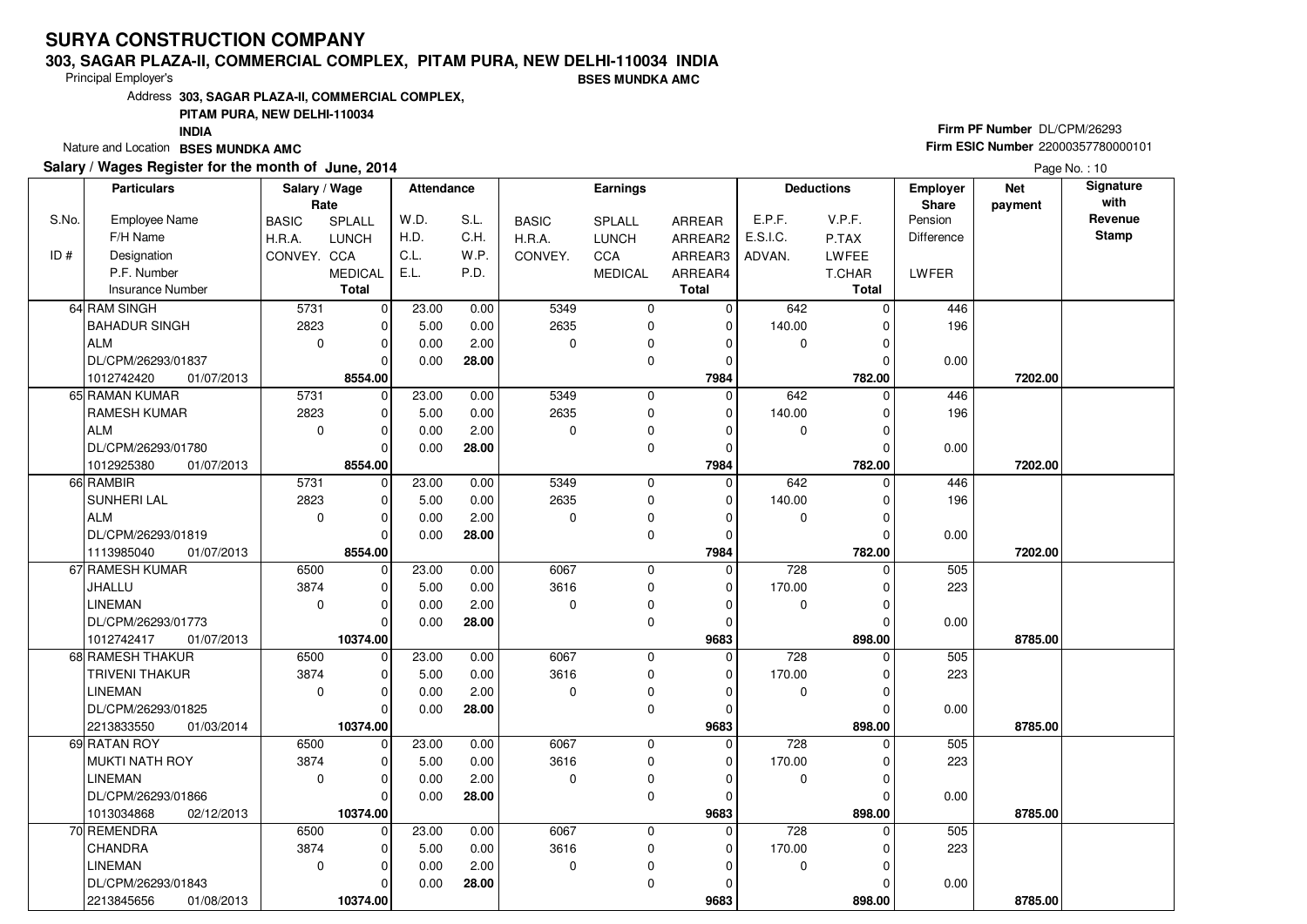# SURYA CONSTRUCTION COMPANY

**303, SAGAR PLAZA-II, COMMERCIAL COMPLEX, PITAM PURA, NEW DELHI-110034 INDIA**

Principal Employer's **BSES MUNDKA AMC**

Address **303, SAGAR PLAZA-II, COMMERCIAL COMPLEX, PITAM PURA, NEW DELHI-110034 INDIA**

Nature and Location **BSES MUNDKA AMC**

**Firm PF Number** DL/CPM/26293

**Firm ESIC Number** 22000357780000101

**Salary / Wages Register for the month of June, 2014**

| S.No. / ID # | Employee Name / F/H Name / Designation / P.F. Number / Insurance Number | BASIC / H.R.A. / CONVEY. (Rate) | SPLALL / LUNCH / CCA / MEDICAL / Total (Rate) | W.D. / H.D. / C.L. / E.L. | S.L. / C.H. / W.P. / P.D. | BASIC / H.R.A. / CONVEY. (Earnings) | SPLALL / LUNCH / CCA / MEDICAL | ARREAR / ARREAR2 / ARREAR3 / ARREAR4 / Total | E.P.F. / E.S.I.C. / ADVAN. | V.P.F. / P.TAX / LWFEE / T.CHAR / Total | Employer Share Pension / Difference / LWFER | Net payment | Signature with Revenue Stamp |
|---|---|---|---|---|---|---|---|---|---|---|---|---|---|
| 64 | RAM SINGH | 5731 | 0 | 23.00 | 0.00 | 5349 | 0 | 0 | 642 | 0 | 446 | | |
| | BAHADUR SINGH | 2823 | 0 | 5.00 | 0.00 | 2635 | 0 | 0 | 140.00 | 0 | 196 | | |
| | ALM | 0 | 0 | 0.00 | 2.00 | 0 | 0 | 0 | 0 | 0 | | | |
| | DL/CPM/26293/01837 | | 0 | 0.00 | **28.00** | | 0 | 0 | | 0 | 0.00 | | |
| | 1012742420 01/07/2013 | | **8554.00** | | | | | **7984** | | **782.00** | | **7202.00** | |
| 65 | RAMAN KUMAR | 5731 | 0 | 23.00 | 0.00 | 5349 | 0 | 0 | 642 | 0 | 446 | | |
| | RAMESH KUMAR | 2823 | 0 | 5.00 | 0.00 | 2635 | 0 | 0 | 140.00 | 0 | 196 | | |
| | ALM | 0 | 0 | 0.00 | 2.00 | 0 | 0 | 0 | 0 | 0 | | | |
| | DL/CPM/26293/01780 | | 0 | 0.00 | **28.00** | | 0 | 0 | | 0 | 0.00 | | |
| | 1012925380 01/07/2013 | | **8554.00** | | | | | **7984** | | **782.00** | | **7202.00** | |
| 66 | RAMBIR | 5731 | 0 | 23.00 | 0.00 | 5349 | 0 | 0 | 642 | 0 | 446 | | |
| | SUNHERI LAL | 2823 | 0 | 5.00 | 0.00 | 2635 | 0 | 0 | 140.00 | 0 | 196 | | |
| | ALM | 0 | 0 | 0.00 | 2.00 | 0 | 0 | 0 | 0 | 0 | | | |
| | DL/CPM/26293/01819 | | 0 | 0.00 | **28.00** | | 0 | 0 | | 0 | 0.00 | | |
| | 1113985040 01/07/2013 | | **8554.00** | | | | | **7984** | | **782.00** | | **7202.00** | |
| 67 | RAMESH KUMAR | 6500 | 0 | 23.00 | 0.00 | 6067 | 0 | 0 | 728 | 0 | 505 | | |
| | JHALLU | 3874 | 0 | 5.00 | 0.00 | 3616 | 0 | 0 | 170.00 | 0 | 223 | | |
| | LINEMAN | 0 | 0 | 0.00 | 2.00 | 0 | 0 | 0 | 0 | 0 | | | |
| | DL/CPM/26293/01773 | | 0 | 0.00 | **28.00** | | 0 | 0 | | 0 | 0.00 | | |
| | 1012742417 01/07/2013 | | **10374.00** | | | | | **9683** | | **898.00** | | **8785.00** | |
| 68 | RAMESH THAKUR | 6500 | 0 | 23.00 | 0.00 | 6067 | 0 | 0 | 728 | 0 | 505 | | |
| | TRIVENI THAKUR | 3874 | 0 | 5.00 | 0.00 | 3616 | 0 | 0 | 170.00 | 0 | 223 | | |
| | LINEMAN | 0 | 0 | 0.00 | 2.00 | 0 | 0 | 0 | 0 | 0 | | | |
| | DL/CPM/26293/01825 | | 0 | 0.00 | **28.00** | | 0 | 0 | | 0 | 0.00 | | |
| | 2213833550 01/03/2014 | | **10374.00** | | | | | **9683** | | **898.00** | | **8785.00** | |
| 69 | RATAN ROY | 6500 | 0 | 23.00 | 0.00 | 6067 | 0 | 0 | 728 | 0 | 505 | | |
| | MUKTI NATH ROY | 3874 | 0 | 5.00 | 0.00 | 3616 | 0 | 0 | 170.00 | 0 | 223 | | |
| | LINEMAN | 0 | 0 | 0.00 | 2.00 | 0 | 0 | 0 | 0 | 0 | | | |
| | DL/CPM/26293/01866 | | 0 | 0.00 | **28.00** | | 0 | 0 | | 0 | 0.00 | | |
| | 1013034868 02/12/2013 | | **10374.00** | | | | | **9683** | | **898.00** | | **8785.00** | |
| 70 | REMENDRA | 6500 | 0 | 23.00 | 0.00 | 6067 | 0 | 0 | 728 | 0 | 505 | | |
| | CHANDRA | 3874 | 0 | 5.00 | 0.00 | 3616 | 0 | 0 | 170.00 | 0 | 223 | | |
| | LINEMAN | 0 | 0 | 0.00 | 2.00 | 0 | 0 | 0 | 0 | 0 | | | |
| | DL/CPM/26293/01843 | | 0 | 0.00 | **28.00** | | 0 | 0 | | 0 | 0.00 | | |
| | 2213845656 01/08/2013 | | **10374.00** | | | | | **9683** | | **898.00** | | **8785.00** | |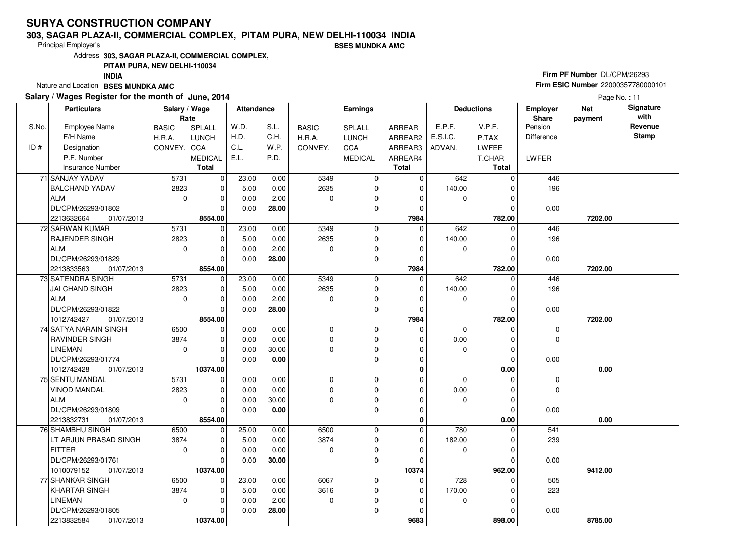# SURYA CONSTRUCTION COMPANY

**303, SAGAR PLAZA-II, COMMERCIAL COMPLEX, PITAM PURA, NEW DELHI-110034 INDIA**

Principal Employer's **BSES MUNDKA AMC**

Address **303, SAGAR PLAZA-II, COMMERCIAL COMPLEX, PITAM PURA, NEW DELHI-110034 INDIA**

Nature and Location **BSES MUNDKA AMC**

**Firm PF Number** DL/CPM/26293

**Firm ESIC Number** 22000357780000101

**Salary / Wages Register for the month of June, 2014**

Page No. : 11

| S.No. / ID # | Employee Name / F/H Name / Designation / P.F. Number / Insurance Number | Rate: BASIC / H.R.A. / CONVEY. | Rate: SPLALL / LUNCH / CCA / MEDICAL / Total | Attendance: W.D. / H.D. / C.L. / E.L. | Attendance: S.L. / C.H. / W.P. / P.D. | Earnings: BASIC / H.R.A. / CONVEY. | Earnings: SPLALL / LUNCH / CCA / MEDICAL | Earnings: ARREAR / ARREAR2 / ARREAR3 / ARREAR4 / Total | Deductions: E.P.F. / E.S.I.C. / ADVAN. | Deductions: V.P.F. / P.TAX / LWFEE / T.CHAR / Total | Employer Share: Pension / Difference / LWFER | Net payment | Signature with Revenue Stamp |
|---|---|---|---|---|---|---|---|---|---|---|---|---|---|
| 71 | SANJAY YADAV / BALCHAND YADAV / ALM / DL/CPM/26293/01802 / 2213632664 01/07/2013 | 5731 / 2823 / 0 | 0 / 0 / 0 / 0 / **8554.00** | 23.00 / 5.00 / 0.00 / 0.00 | 0.00 / 0.00 / 2.00 / **28.00** | 5349 / 2635 / 0 | 0 / 0 / 0 / 0 | 0 / 0 / 0 / 0 / **7984** | 642 / 140.00 / 0 | 0 / 0 / 0 / 0 / **782.00** | 446 / 196 / 0.00 | **7202.00** | |
| 72 | SARWAN KUMAR / RAJENDER SINGH / ALM / DL/CPM/26293/01829 / 2213833563 01/07/2013 | 5731 / 2823 / 0 | 0 / 0 / 0 / 0 / **8554.00** | 23.00 / 5.00 / 0.00 / 0.00 | 0.00 / 0.00 / 2.00 / **28.00** | 5349 / 2635 / 0 | 0 / 0 / 0 / 0 | 0 / 0 / 0 / 0 / **7984** | 642 / 140.00 / 0 | 0 / 0 / 0 / 0 / **782.00** | 446 / 196 / 0.00 | **7202.00** | |
| 73 | SATENDRA SINGH / JAI CHAND SINGH / ALM / DL/CPM/26293/01822 / 1012742427 01/07/2013 | 5731 / 2823 / 0 | 0 / 0 / 0 / 0 / **8554.00** | 23.00 / 5.00 / 0.00 / 0.00 | 0.00 / 0.00 / 2.00 / **28.00** | 5349 / 2635 / 0 | 0 / 0 / 0 / 0 | 0 / 0 / 0 / 0 / **7984** | 642 / 140.00 / 0 | 0 / 0 / 0 / 0 / **782.00** | 446 / 196 / 0.00 | **7202.00** | |
| 74 | SATYA NARAIN SINGH / RAVINDER SINGH / LINEMAN / DL/CPM/26293/01774 / 1012742428 01/07/2013 | 6500 / 3874 / 0 | 0 / 0 / 0 / 0 / **10374.00** | 0.00 / 0.00 / 0.00 / 0.00 | 0.00 / 0.00 / 30.00 / **0.00** | 0 / 0 / 0 | 0 / 0 / 0 / 0 | 0 / 0 / 0 / 0 / **0** | 0 / 0.00 / 0 | 0 / 0 / 0 / 0 / **0.00** | 0 / 0 / 0.00 | **0.00** | |
| 75 | SENTU MANDAL / VINOD MANDAL / ALM / DL/CPM/26293/01809 / 2213832731 01/07/2013 | 5731 / 2823 / 0 | 0 / 0 / 0 / 0 / **8554.00** | 0.00 / 0.00 / 0.00 / 0.00 | 0.00 / 0.00 / 30.00 / **0.00** | 0 / 0 / 0 | 0 / 0 / 0 / 0 | 0 / 0 / 0 / 0 / **0** | 0 / 0.00 / 0 | 0 / 0 / 0 / 0 / **0.00** | 0 / 0 / 0.00 | **0.00** | |
| 76 | SHAMBHU SINGH / LT ARJUN PRASAD SINGH / FITTER / DL/CPM/26293/01761 / 1010079152 01/07/2013 | 6500 / 3874 / 0 | 0 / 0 / 0 / 0 / **10374.00** | 25.00 / 5.00 / 0.00 / 0.00 | 0.00 / 0.00 / 0.00 / **30.00** | 6500 / 3874 / 0 | 0 / 0 / 0 / 0 | 0 / 0 / 0 / 0 / **10374** | 780 / 182.00 / 0 | 0 / 0 / 0 / 0 / **962.00** | 541 / 239 / 0.00 | **9412.00** | |
| 77 | SHANKAR SINGH / KHARTAR SINGH / LINEMAN / DL/CPM/26293/01805 / 2213832584 01/07/2013 | 6500 / 3874 / 0 | 0 / 0 / 0 / 0 / **10374.00** | 23.00 / 5.00 / 0.00 / 0.00 | 0.00 / 0.00 / 2.00 / **28.00** | 6067 / 3616 / 0 | 0 / 0 / 0 / 0 | 0 / 0 / 0 / 0 / **9683** | 728 / 170.00 / 0 | 0 / 0 / 0 / 0 / **898.00** | 505 / 223 / 0.00 | **8785.00** | |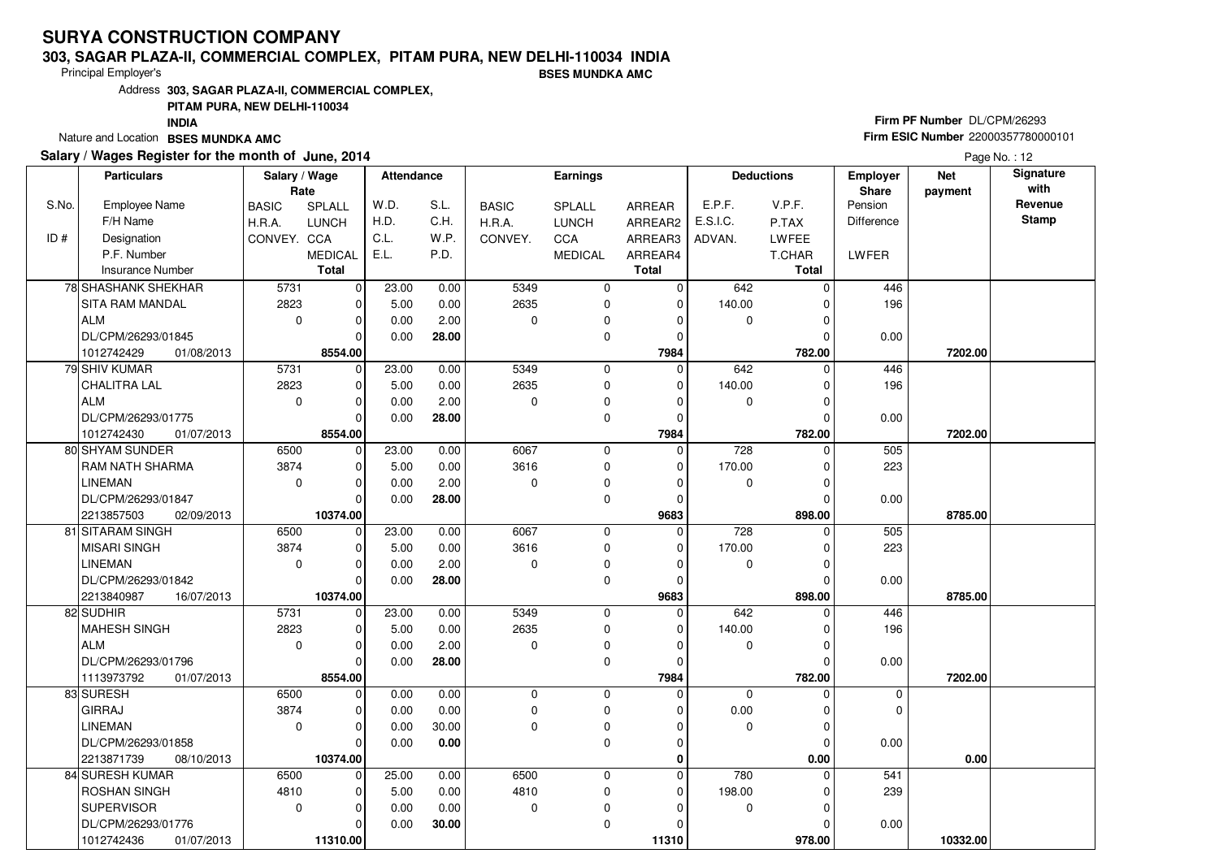# SURYA CONSTRUCTION COMPANY

**303, SAGAR PLAZA-II, COMMERCIAL COMPLEX, PITAM PURA, NEW DELHI-110034 INDIA**

Principal Employer's **BSES MUNDKA AMC**

Address **303, SAGAR PLAZA-II, COMMERCIAL COMPLEX, PITAM PURA, NEW DELHI-110034 INDIA**

Nature and Location **BSES MUNDKA AMC**

**Firm PF Number** DL/CPM/26293

**Firm ESIC Number** 22000357780000101

**Salary / Wages Register for the month of June, 2014**

| S.No. / ID # | Employee Name / F/H Name / Designation / P.F. Number / Insurance Number | | BASIC / H.R.A. / CONVEY. | SPLALL / LUNCH / CCA / MEDICAL / Total | W.D. / H.D. / C.L. / E.L. | S.L. / C.H. / W.P. / P.D. | BASIC / H.R.A. / CONVEY. | SPLALL / LUNCH / CCA / MEDICAL | ARREAR / ARREAR2 / ARREAR3 / ARREAR4 / Total | E.P.F. / E.S.I.C. / ADVAN. | V.P.F. / P.TAX / LWFEE / T.CHAR / Total | Employer Share Pension / Difference / LWFER | Net payment | Signature with Revenue Stamp |
|---|---|---|---|---|---|---|---|---|---|---|---|---|---|---|
| 78 | SHASHANK SHEKHAR | | 5731 | 0 | 23.00 | 0.00 | 5349 | 0 | 0 | 642 | 0 | 446 | | |
| | SITA RAM MANDAL | | 2823 | 0 | 5.00 | 0.00 | 2635 | 0 | 0 | 140.00 | 0 | 196 | | |
| | ALM | | 0 | 0 | 0.00 | 2.00 | 0 | 0 | 0 | 0 | 0 | | | |
| | DL/CPM/26293/01845 | | | 0 | 0.00 | **28.00** | | 0 | 0 | | 0 | 0.00 | | |
| | 1012742429 | 01/08/2013 | | **8554.00** | | | | | **7984** | | **782.00** | | **7202.00** | |
| 79 | SHIV KUMAR | | 5731 | 0 | 23.00 | 0.00 | 5349 | 0 | 0 | 642 | 0 | 446 | | |
| | CHALITRA LAL | | 2823 | 0 | 5.00 | 0.00 | 2635 | 0 | 0 | 140.00 | 0 | 196 | | |
| | ALM | | 0 | 0 | 0.00 | 2.00 | 0 | 0 | 0 | 0 | 0 | | | |
| | DL/CPM/26293/01775 | | | 0 | 0.00 | **28.00** | | 0 | 0 | | 0 | 0.00 | | |
| | 1012742430 | 01/07/2013 | | **8554.00** | | | | | **7984** | | **782.00** | | **7202.00** | |
| 80 | SHYAM SUNDER | | 6500 | 0 | 23.00 | 0.00 | 6067 | 0 | 0 | 728 | 0 | 505 | | |
| | RAM NATH SHARMA | | 3874 | 0 | 5.00 | 0.00 | 3616 | 0 | 0 | 170.00 | 0 | 223 | | |
| | LINEMAN | | 0 | 0 | 0.00 | 2.00 | 0 | 0 | 0 | 0 | 0 | | | |
| | DL/CPM/26293/01847 | | | 0 | 0.00 | **28.00** | | 0 | 0 | | 0 | 0.00 | | |
| | 2213857503 | 02/09/2013 | | **10374.00** | | | | | **9683** | | **898.00** | | **8785.00** | |
| 81 | SITARAM SINGH | | 6500 | 0 | 23.00 | 0.00 | 6067 | 0 | 0 | 728 | 0 | 505 | | |
| | MISARI SINGH | | 3874 | 0 | 5.00 | 0.00 | 3616 | 0 | 0 | 170.00 | 0 | 223 | | |
| | LINEMAN | | 0 | 0 | 0.00 | 2.00 | 0 | 0 | 0 | 0 | 0 | | | |
| | DL/CPM/26293/01842 | | | 0 | 0.00 | **28.00** | | 0 | 0 | | 0 | 0.00 | | |
| | 2213840987 | 16/07/2013 | | **10374.00** | | | | | **9683** | | **898.00** | | **8785.00** | |
| 82 | SUDHIR | | 5731 | 0 | 23.00 | 0.00 | 5349 | 0 | 0 | 642 | 0 | 446 | | |
| | MAHESH SINGH | | 2823 | 0 | 5.00 | 0.00 | 2635 | 0 | 0 | 140.00 | 0 | 196 | | |
| | ALM | | 0 | 0 | 0.00 | 2.00 | 0 | 0 | 0 | 0 | 0 | | | |
| | DL/CPM/26293/01796 | | | 0 | 0.00 | **28.00** | | 0 | 0 | | 0 | 0.00 | | |
| | 1113973792 | 01/07/2013 | | **8554.00** | | | | | **7984** | | **782.00** | | **7202.00** | |
| 83 | SURESH | | 6500 | 0 | 0.00 | 0.00 | 0 | 0 | 0 | 0 | 0 | 0 | | |
| | GIRRAJ | | 3874 | 0 | 0.00 | 0.00 | 0 | 0 | 0 | 0.00 | 0 | 0 | | |
| | LINEMAN | | 0 | 0 | 0.00 | 30.00 | 0 | 0 | 0 | 0 | 0 | | | |
| | DL/CPM/26293/01858 | | | 0 | 0.00 | **0.00** | | 0 | 0 | | 0 | 0.00 | | |
| | 2213871739 | 08/10/2013 | | **10374.00** | | | | | **0** | | **0.00** | | **0.00** | |
| 84 | SURESH KUMAR | | 6500 | 0 | 25.00 | 0.00 | 6500 | 0 | 0 | 780 | 0 | 541 | | |
| | ROSHAN SINGH | | 4810 | 0 | 5.00 | 0.00 | 4810 | 0 | 0 | 198.00 | 0 | 239 | | |
| | SUPERVISOR | | 0 | 0 | 0.00 | 0.00 | 0 | 0 | 0 | 0 | 0 | | | |
| | DL/CPM/26293/01776 | | | 0 | 0.00 | **30.00** | | 0 | 0 | | 0 | 0.00 | | |
| | 1012742436 | 01/07/2013 | | **11310.00** | | | | | **11310** | | **978.00** | | **10332.00** | |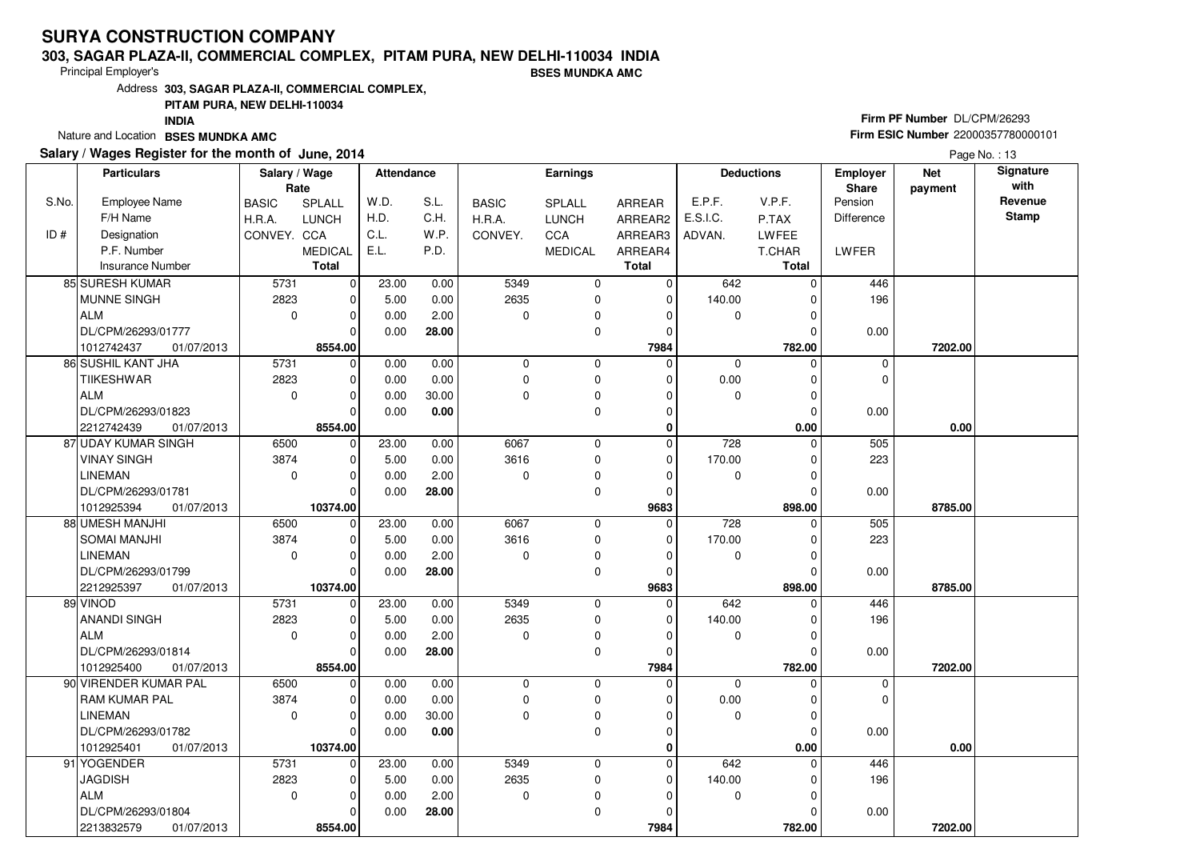# SURYA CONSTRUCTION COMPANY

**303, SAGAR PLAZA-II, COMMERCIAL COMPLEX, PITAM PURA, NEW DELHI-110034 INDIA**

Principal Employer's **BSES MUNDKA AMC**

Address **303, SAGAR PLAZA-II, COMMERCIAL COMPLEX, PITAM PURA, NEW DELHI-110034 INDIA**

Nature and Location **BSES MUNDKA AMC**

**Firm PF Number** DL/CPM/26293
**Firm ESIC Number** 22000357780000101

**Salary / Wages Register for the month of June, 2014**

Page No. : 13

| S.No. | Particulars | Salary / Wage Rate | | Attendance | | Earnings | | | Deductions | | Employer Share | Net payment | Signature with Revenue Stamp |
|---|---|---|---|---|---|---|---|---|---|---|---|---|---|
| | Employee Name / F/H Name / Designation / P.F. Number / Insurance Number | BASIC / H.R.A. / CONVEY. | SPLALL / LUNCH / CCA / MEDICAL / Total | W.D. / H.D. / C.L. / E.L. | S.L. / C.H. / W.P. / P.D. | BASIC / H.R.A. / CONVEY. | SPLALL / LUNCH / CCA / MEDICAL | ARREAR / ARREAR2 / ARREAR3 / ARREAR4 / Total | E.P.F. / E.S.I.C. / ADVAN. | V.P.F. / P.TAX / LWFEE / T.CHAR / Total | Pension / Difference / LWFER | | |
| 85 | SURESH KUMAR / MUNNE SINGH / ALM / DL/CPM/26293/01777 / 1012742437 01/07/2013 | 5731 / 2823 / 0 | 0 / 0 / 0 / 0 / 8554.00 | 23.00 / 5.00 / 0.00 / 0.00 | 0.00 / 0.00 / 2.00 / 28.00 | 5349 / 2635 / 0 | 0 / 0 / 0 / 0 | 0 / 0 / 0 / 0 / 7984 | 642 / 140.00 / 0 | 0 / 0 / 0 / 0 / 782.00 | 446 / 196 / 0.00 | 7202.00 | |
| 86 | SUSHIL KANT JHA / TIIKESHWAR / ALM / DL/CPM/26293/01823 / 2212742439 01/07/2013 | 5731 / 2823 / 0 | 0 / 0 / 0 / 0 / 8554.00 | 0.00 / 0.00 / 0.00 / 0.00 | 0.00 / 0.00 / 30.00 / 0.00 | 0 / 0 / 0 | 0 / 0 / 0 / 0 | 0 / 0 / 0 / 0 / 0 | 0 / 0.00 / 0 | 0 / 0 / 0 / 0 / 0.00 | 0 / 0 / 0.00 | 0.00 | |
| 87 | UDAY KUMAR SINGH / VINAY SINGH / LINEMAN / DL/CPM/26293/01781 / 1012925394 01/07/2013 | 6500 / 3874 / 0 | 0 / 0 / 0 / 0 / 10374.00 | 23.00 / 5.00 / 0.00 / 0.00 | 0.00 / 0.00 / 2.00 / 28.00 | 6067 / 3616 / 0 | 0 / 0 / 0 / 0 | 0 / 0 / 0 / 0 / 9683 | 728 / 170.00 / 0 | 0 / 0 / 0 / 0 / 898.00 | 505 / 223 / 0.00 | 8785.00 | |
| 88 | UMESH MANJHI / SOMAI MANJHI / LINEMAN / DL/CPM/26293/01799 / 2212925397 01/07/2013 | 6500 / 3874 / 0 | 0 / 0 / 0 / 0 / 10374.00 | 23.00 / 5.00 / 0.00 / 0.00 | 0.00 / 0.00 / 2.00 / 28.00 | 6067 / 3616 / 0 | 0 / 0 / 0 / 0 | 0 / 0 / 0 / 0 / 9683 | 728 / 170.00 / 0 | 0 / 0 / 0 / 0 / 898.00 | 505 / 223 / 0.00 | 8785.00 | |
| 89 | VINOD / ANANDI SINGH / ALM / DL/CPM/26293/01814 / 1012925400 01/07/2013 | 5731 / 2823 / 0 | 0 / 0 / 0 / 0 / 8554.00 | 23.00 / 5.00 / 0.00 / 0.00 | 0.00 / 0.00 / 2.00 / 28.00 | 5349 / 2635 / 0 | 0 / 0 / 0 / 0 | 0 / 0 / 0 / 0 / 7984 | 642 / 140.00 / 0 | 0 / 0 / 0 / 0 / 782.00 | 446 / 196 / 0.00 | 7202.00 | |
| 90 | VIRENDER KUMAR PAL / RAM KUMAR PAL / LINEMAN / DL/CPM/26293/01782 / 1012925401 01/07/2013 | 6500 / 3874 / 0 | 0 / 0 / 0 / 0 / 10374.00 | 0.00 / 0.00 / 0.00 / 0.00 | 0.00 / 0.00 / 30.00 / 0.00 | 0 / 0 / 0 | 0 / 0 / 0 / 0 | 0 / 0 / 0 / 0 / 0 | 0 / 0.00 / 0 | 0 / 0 / 0 / 0 / 0.00 | 0 / 0 / 0.00 | 0.00 | |
| 91 | YOGENDER / JAGDISH / ALM / DL/CPM/26293/01804 / 2213832579 01/07/2013 | 5731 / 2823 / 0 | 0 / 0 / 0 / 0 / 8554.00 | 23.00 / 5.00 / 0.00 / 0.00 | 0.00 / 0.00 / 2.00 / 28.00 | 5349 / 2635 / 0 | 0 / 0 / 0 / 0 | 0 / 0 / 0 / 0 / 7984 | 642 / 140.00 / 0 | 0 / 0 / 0 / 0 / 782.00 | 446 / 196 / 0.00 | 7202.00 | |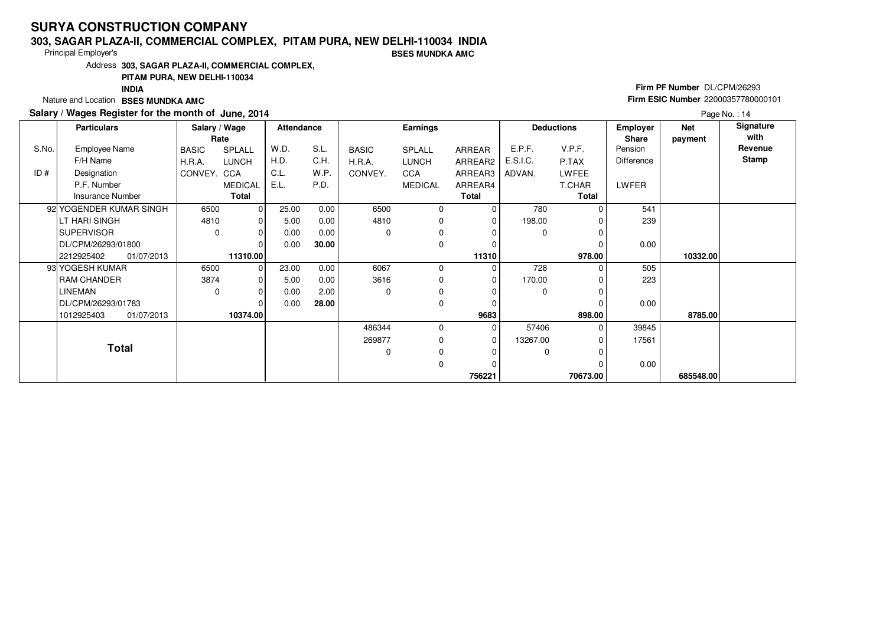# SURYA CONSTRUCTION COMPANY

**303, SAGAR PLAZA-II, COMMERCIAL COMPLEX, PITAM PURA, NEW DELHI-110034 INDIA**

Principal Employer's **BSES MUNDKA AMC**

Address **303, SAGAR PLAZA-II, COMMERCIAL COMPLEX,**
**PITAM PURA, NEW DELHI-110034**
**INDIA**

Nature and Location **BSES MUNDKA AMC**

**Firm PF Number** DL/CPM/26293
**Firm ESIC Number** 22000357780000101

**Salary / Wages Register for the month of June, 2014**

Page No. : 14

| S.No. / ID # | Particulars: Employee Name / F/H Name / Designation / P.F. Number / Insurance Number | Salary / Wage Rate: BASIC / H.R.A. / CONVEY. | Salary / Wage Rate: SPLALL / LUNCH / CCA / MEDICAL / Total | Attendance: W.D. / H.D. / C.L. / E.L. | Attendance: S.L. / C.H. / W.P. / P.D. | Earnings: BASIC / H.R.A. / CONVEY. | Earnings: SPLALL / LUNCH / CCA / MEDICAL | Earnings: ARREAR / ARREAR2 / ARREAR3 / ARREAR4 / Total | Deductions: E.P.F. / E.S.I.C. / ADVAN. | Deductions: V.P.F. / P.TAX / LWFEE / T.CHAR / Total | Employer Share: Pension / Difference / LWFER | Net payment | Signature with Revenue Stamp |
|---|---|---|---|---|---|---|---|---|---|---|---|---|---|
| 92 | YOGENDER KUMAR SINGH | 6500 | 0 | 25.00 | 0.00 | 6500 | 0 | 0 | 780 | 0 | 541 | | |
| | LT HARI SINGH | 4810 | 0 | 5.00 | 0.00 | 4810 | 0 | 0 | 198.00 | 0 | 239 | | |
| | SUPERVISOR | 0 | 0 | 0.00 | 0.00 | 0 | 0 | 0 | 0 | 0 | | | |
| | DL/CPM/26293/01800 | | 0 | 0.00 | **30.00** | | 0 | 0 | | 0 | 0.00 | | |
| | 2212925402 01/07/2013 | | **11310.00** | | | | | **11310** | | **978.00** | | **10332.00** | |
| 93 | YOGESH KUMAR | 6500 | 0 | 23.00 | 0.00 | 6067 | 0 | 0 | 728 | 0 | 505 | | |
| | RAM CHANDER | 3874 | 0 | 5.00 | 0.00 | 3616 | 0 | 0 | 170.00 | 0 | 223 | | |
| | LINEMAN | 0 | 0 | 0.00 | 2.00 | 0 | 0 | 0 | 0 | 0 | | | |
| | DL/CPM/26293/01783 | | 0 | 0.00 | **28.00** | | 0 | 0 | | 0 | 0.00 | | |
| | 1012925403 01/07/2013 | | **10374.00** | | | | | **9683** | | **898.00** | | **8785.00** | |
| | | | | | | 486344 | 0 | 0 | 57406 | 0 | 39845 | | |
| | **Total** | | | | | 269877 | 0 | 0 | 13267.00 | 0 | 17561 | | |
| | | | | | | 0 | 0 | 0 | 0 | 0 | | | |
| | | | | | | | 0 | 0 | | 0 | 0.00 | | |
| | | | | | | | | **756221** | | **70673.00** | | **685548.00** | |